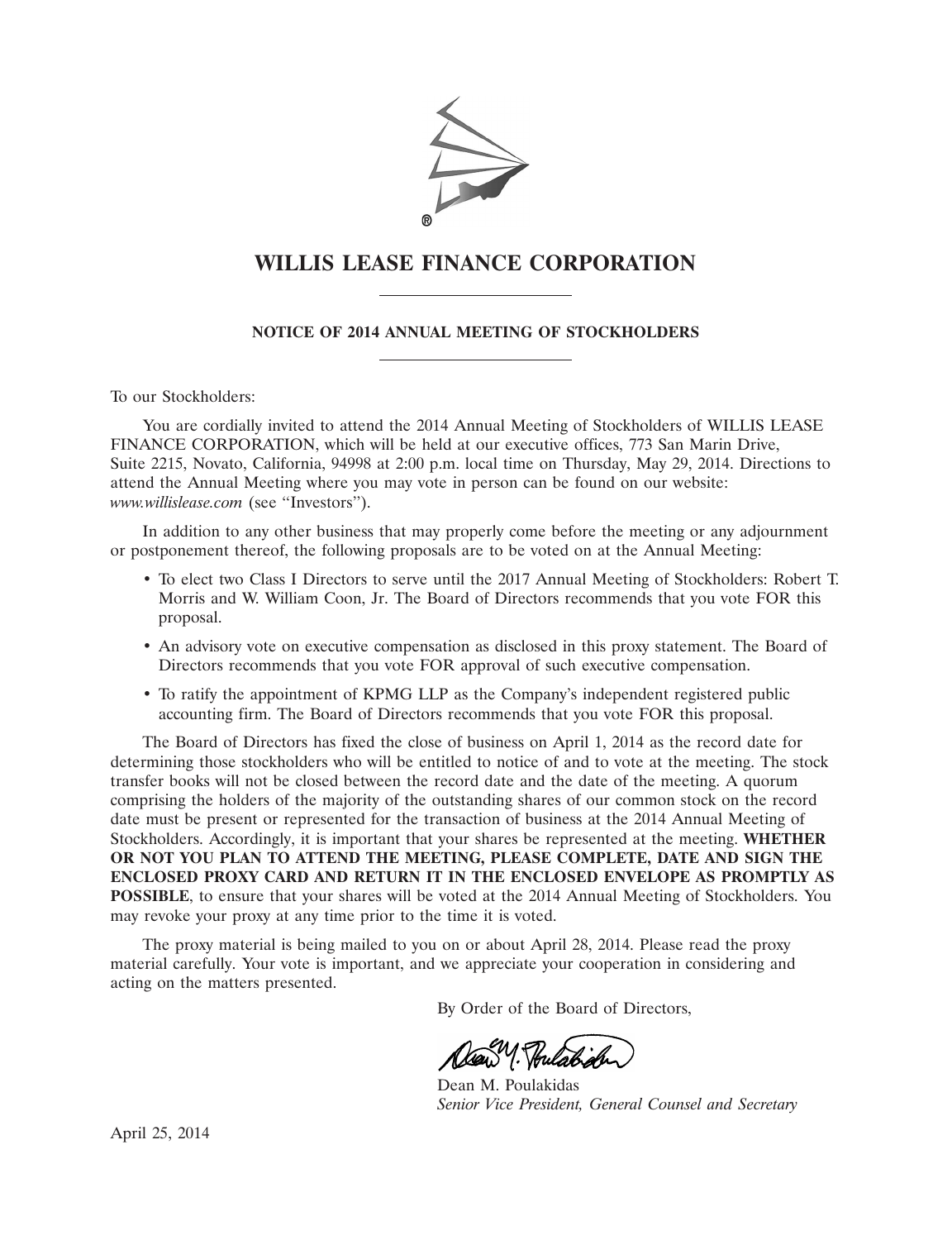# WILLIS LEASE FINANCE CORPORATION

## NOTICE OF 2014 ANNUAL MEETING OF STOCKHOLDERS

To our Stockholders:

You are cordially invited to attend the 2014 Annual Meeting of Stockholders of WILLIS LEASE FINANCE CORPORATION, which will be held at our executive offices, 773 San Marin Drive, Suite 2215, Novato, California, 94998 at 2:00 p.m. local time on Thursday, May 29, 2014. Directions to attend the Annual Meeting where you may vote in person can be found on our website: *www.willislease.com* (see "Investors").

In addition to any other business that may properly come before the meeting or any adjournment or postponement thereof, the following proposals are to be voted on at the Annual Meeting:

- To elect two Class I Directors to serve until the 2017 Annual Meeting of Stockholders: Robert T. Morris and W. William Coon, Jr. The Board of Directors recommends that you vote FOR this proposal.
- An advisory vote on executive compensation as disclosed in this proxy statement. The Board of Directors recommends that you vote FOR approval of such executive compensation.
- To ratify the appointment of KPMG LLP as the Company's independent registered public accounting firm. The Board of Directors recommends that you vote FOR this proposal.

The Board of Directors has fixed the close of business on April 1, 2014 as the record date for determining those stockholders who will be entitled to notice of and to vote at the meeting. The stock transfer books will not be closed between the record date and the date of the meeting. A quorum comprising the holders of the majority of the outstanding shares of our common stock on the record date must be present or represented for the transaction of business at the 2014 Annual Meeting of Stockholders. Accordingly, it is important that your shares be represented at the meeting. **WHETHER OR NOT YOU PLAN TO ATTEND THE MEETING, PLEASE COMPLETE, DATE AND SIGN THE ENCLOSED PROXY CARD AND RETURN IT IN THE ENCLOSED ENVELOPE AS PROMPTLY AS POSSIBLE**, to ensure that your shares will be voted at the 2014 Annual Meeting of Stockholders. You may revoke your proxy at any time prior to the time it is voted.

The proxy material is being mailed to you on or about April 28, 2014. Please read the proxy material carefully. Your vote is important, and we appreciate your cooperation in considering and acting on the matters presented.

By Order of the Board of Directors,

Dean M. Poulakidas
*Senior Vice President, General Counsel and Secretary*

April 25, 2014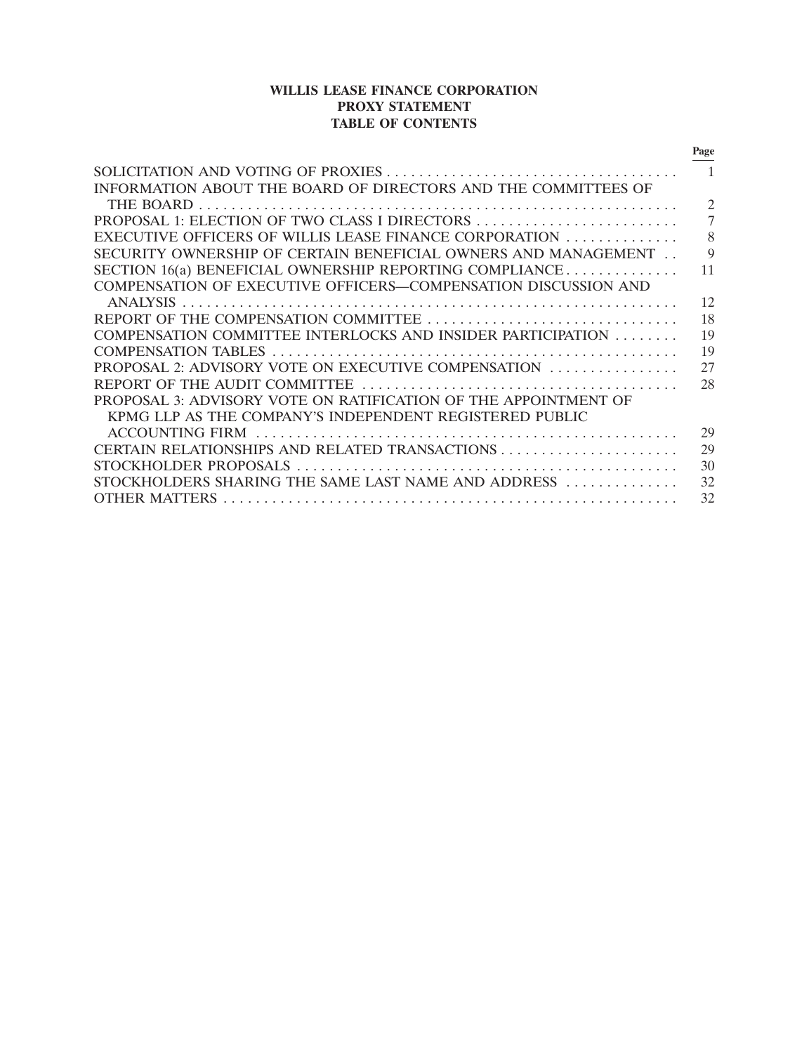# WILLIS LEASE FINANCE CORPORATION
## PROXY STATEMENT
## TABLE OF CONTENTS

| | Page |
|---|---|
| SOLICITATION AND VOTING OF PROXIES | 1 |
| INFORMATION ABOUT THE BOARD OF DIRECTORS AND THE COMMITTEES OF THE BOARD | 2 |
| PROPOSAL 1: ELECTION OF TWO CLASS I DIRECTORS | 7 |
| EXECUTIVE OFFICERS OF WILLIS LEASE FINANCE CORPORATION | 8 |
| SECURITY OWNERSHIP OF CERTAIN BENEFICIAL OWNERS AND MANAGEMENT | 9 |
| SECTION 16(a) BENEFICIAL OWNERSHIP REPORTING COMPLIANCE | 11 |
| COMPENSATION OF EXECUTIVE OFFICERS—COMPENSATION DISCUSSION AND ANALYSIS | 12 |
| REPORT OF THE COMPENSATION COMMITTEE | 18 |
| COMPENSATION COMMITTEE INTERLOCKS AND INSIDER PARTICIPATION | 19 |
| COMPENSATION TABLES | 19 |
| PROPOSAL 2: ADVISORY VOTE ON EXECUTIVE COMPENSATION | 27 |
| REPORT OF THE AUDIT COMMITTEE | 28 |
| PROPOSAL 3: ADVISORY VOTE ON RATIFICATION OF THE APPOINTMENT OF KPMG LLP AS THE COMPANY'S INDEPENDENT REGISTERED PUBLIC ACCOUNTING FIRM | 29 |
| CERTAIN RELATIONSHIPS AND RELATED TRANSACTIONS | 29 |
| STOCKHOLDER PROPOSALS | 30 |
| STOCKHOLDERS SHARING THE SAME LAST NAME AND ADDRESS | 32 |
| OTHER MATTERS | 32 |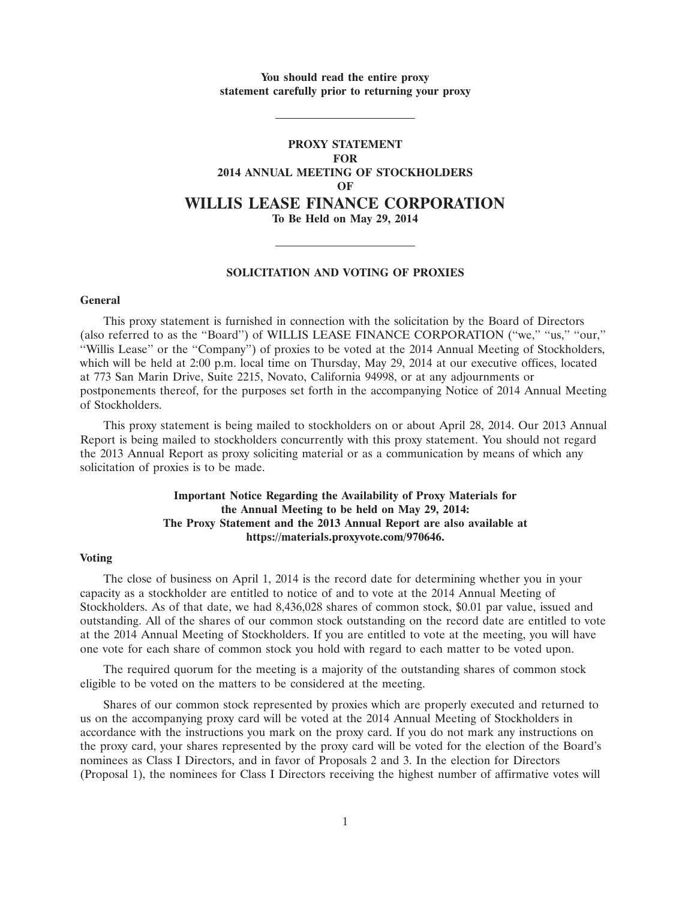**You should read the entire proxy statement carefully prior to returning your proxy**

---

# PROXY STATEMENT FOR 2014 ANNUAL MEETING OF STOCKHOLDERS OF WILLIS LEASE FINANCE CORPORATION

**To Be Held on May 29, 2014**

---

## SOLICITATION AND VOTING OF PROXIES

### General

This proxy statement is furnished in connection with the solicitation by the Board of Directors (also referred to as the ''Board'') of WILLIS LEASE FINANCE CORPORATION (''we,'' ''us,'' ''our,'' ''Willis Lease'' or the ''Company'') of proxies to be voted at the 2014 Annual Meeting of Stockholders, which will be held at 2:00 p.m. local time on Thursday, May 29, 2014 at our executive offices, located at 773 San Marin Drive, Suite 2215, Novato, California 94998, or at any adjournments or postponements thereof, for the purposes set forth in the accompanying Notice of 2014 Annual Meeting of Stockholders.

This proxy statement is being mailed to stockholders on or about April 28, 2014. Our 2013 Annual Report is being mailed to stockholders concurrently with this proxy statement. You should not regard the 2013 Annual Report as proxy soliciting material or as a communication by means of which any solicitation of proxies is to be made.

**Important Notice Regarding the Availability of Proxy Materials for the Annual Meeting to be held on May 29, 2014: The Proxy Statement and the 2013 Annual Report are also available at https://materials.proxyvote.com/970646.**

### Voting

The close of business on April 1, 2014 is the record date for determining whether you in your capacity as a stockholder are entitled to notice of and to vote at the 2014 Annual Meeting of Stockholders. As of that date, we had 8,436,028 shares of common stock, $0.01 par value, issued and outstanding. All of the shares of our common stock outstanding on the record date are entitled to vote at the 2014 Annual Meeting of Stockholders. If you are entitled to vote at the meeting, you will have one vote for each share of common stock you hold with regard to each matter to be voted upon.

The required quorum for the meeting is a majority of the outstanding shares of common stock eligible to be voted on the matters to be considered at the meeting.

Shares of our common stock represented by proxies which are properly executed and returned to us on the accompanying proxy card will be voted at the 2014 Annual Meeting of Stockholders in accordance with the instructions you mark on the proxy card. If you do not mark any instructions on the proxy card, your shares represented by the proxy card will be voted for the election of the Board's nominees as Class I Directors, and in favor of Proposals 2 and 3. In the election for Directors (Proposal 1), the nominees for Class I Directors receiving the highest number of affirmative votes will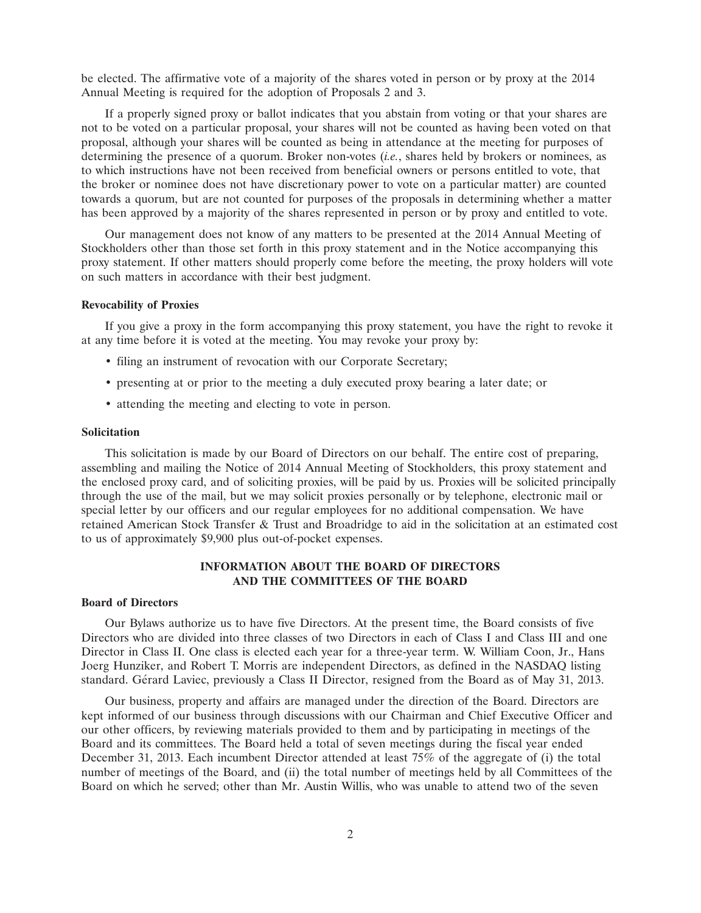be elected. The affirmative vote of a majority of the shares voted in person or by proxy at the 2014 Annual Meeting is required for the adoption of Proposals 2 and 3.

If a properly signed proxy or ballot indicates that you abstain from voting or that your shares are not to be voted on a particular proposal, your shares will not be counted as having been voted on that proposal, although your shares will be counted as being in attendance at the meeting for purposes of determining the presence of a quorum. Broker non-votes (*i.e.*, shares held by brokers or nominees, as to which instructions have not been received from beneficial owners or persons entitled to vote, that the broker or nominee does not have discretionary power to vote on a particular matter) are counted towards a quorum, but are not counted for purposes of the proposals in determining whether a matter has been approved by a majority of the shares represented in person or by proxy and entitled to vote.

Our management does not know of any matters to be presented at the 2014 Annual Meeting of Stockholders other than those set forth in this proxy statement and in the Notice accompanying this proxy statement. If other matters should properly come before the meeting, the proxy holders will vote on such matters in accordance with their best judgment.

**Revocability of Proxies**

If you give a proxy in the form accompanying this proxy statement, you have the right to revoke it at any time before it is voted at the meeting. You may revoke your proxy by:

- filing an instrument of revocation with our Corporate Secretary;
- presenting at or prior to the meeting a duly executed proxy bearing a later date; or
- attending the meeting and electing to vote in person.

**Solicitation**

This solicitation is made by our Board of Directors on our behalf. The entire cost of preparing, assembling and mailing the Notice of 2014 Annual Meeting of Stockholders, this proxy statement and the enclosed proxy card, and of soliciting proxies, will be paid by us. Proxies will be solicited principally through the use of the mail, but we may solicit proxies personally or by telephone, electronic mail or special letter by our officers and our regular employees for no additional compensation. We have retained American Stock Transfer & Trust and Broadridge to aid in the solicitation at an estimated cost to us of approximately $9,900 plus out-of-pocket expenses.

## INFORMATION ABOUT THE BOARD OF DIRECTORS AND THE COMMITTEES OF THE BOARD

**Board of Directors**

Our Bylaws authorize us to have five Directors. At the present time, the Board consists of five Directors who are divided into three classes of two Directors in each of Class I and Class III and one Director in Class II. One class is elected each year for a three-year term. W. William Coon, Jr., Hans Joerg Hunziker, and Robert T. Morris are independent Directors, as defined in the NASDAQ listing standard. Gérard Laviec, previously a Class II Director, resigned from the Board as of May 31, 2013.

Our business, property and affairs are managed under the direction of the Board. Directors are kept informed of our business through discussions with our Chairman and Chief Executive Officer and our other officers, by reviewing materials provided to them and by participating in meetings of the Board and its committees. The Board held a total of seven meetings during the fiscal year ended December 31, 2013. Each incumbent Director attended at least 75% of the aggregate of (i) the total number of meetings of the Board, and (ii) the total number of meetings held by all Committees of the Board on which he served; other than Mr. Austin Willis, who was unable to attend two of the seven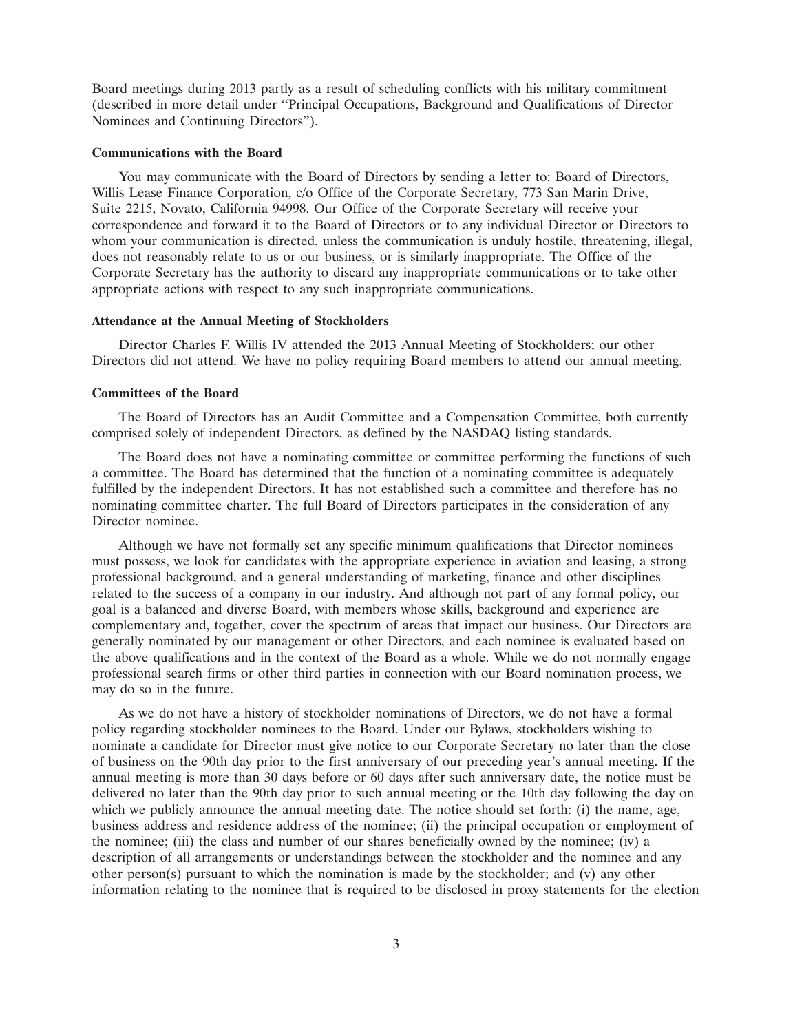Board meetings during 2013 partly as a result of scheduling conflicts with his military commitment (described in more detail under ''Principal Occupations, Background and Qualifications of Director Nominees and Continuing Directors'').

#### Communications with the Board

You may communicate with the Board of Directors by sending a letter to: Board of Directors, Willis Lease Finance Corporation, c/o Office of the Corporate Secretary, 773 San Marin Drive, Suite 2215, Novato, California 94998. Our Office of the Corporate Secretary will receive your correspondence and forward it to the Board of Directors or to any individual Director or Directors to whom your communication is directed, unless the communication is unduly hostile, threatening, illegal, does not reasonably relate to us or our business, or is similarly inappropriate. The Office of the Corporate Secretary has the authority to discard any inappropriate communications or to take other appropriate actions with respect to any such inappropriate communications.

#### Attendance at the Annual Meeting of Stockholders

Director Charles F. Willis IV attended the 2013 Annual Meeting of Stockholders; our other Directors did not attend. We have no policy requiring Board members to attend our annual meeting.

#### Committees of the Board

The Board of Directors has an Audit Committee and a Compensation Committee, both currently comprised solely of independent Directors, as defined by the NASDAQ listing standards.

The Board does not have a nominating committee or committee performing the functions of such a committee. The Board has determined that the function of a nominating committee is adequately fulfilled by the independent Directors. It has not established such a committee and therefore has no nominating committee charter. The full Board of Directors participates in the consideration of any Director nominee.

Although we have not formally set any specific minimum qualifications that Director nominees must possess, we look for candidates with the appropriate experience in aviation and leasing, a strong professional background, and a general understanding of marketing, finance and other disciplines related to the success of a company in our industry. And although not part of any formal policy, our goal is a balanced and diverse Board, with members whose skills, background and experience are complementary and, together, cover the spectrum of areas that impact our business. Our Directors are generally nominated by our management or other Directors, and each nominee is evaluated based on the above qualifications and in the context of the Board as a whole. While we do not normally engage professional search firms or other third parties in connection with our Board nomination process, we may do so in the future.

As we do not have a history of stockholder nominations of Directors, we do not have a formal policy regarding stockholder nominees to the Board. Under our Bylaws, stockholders wishing to nominate a candidate for Director must give notice to our Corporate Secretary no later than the close of business on the 90th day prior to the first anniversary of our preceding year's annual meeting. If the annual meeting is more than 30 days before or 60 days after such anniversary date, the notice must be delivered no later than the 90th day prior to such annual meeting or the 10th day following the day on which we publicly announce the annual meeting date. The notice should set forth: (i) the name, age, business address and residence address of the nominee; (ii) the principal occupation or employment of the nominee; (iii) the class and number of our shares beneficially owned by the nominee; (iv) a description of all arrangements or understandings between the stockholder and the nominee and any other person(s) pursuant to which the nomination is made by the stockholder; and (v) any other information relating to the nominee that is required to be disclosed in proxy statements for the election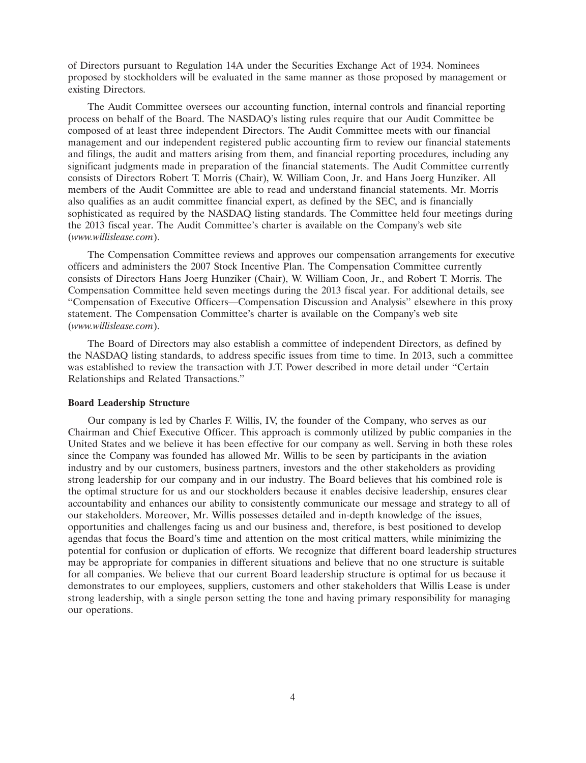of Directors pursuant to Regulation 14A under the Securities Exchange Act of 1934. Nominees proposed by stockholders will be evaluated in the same manner as those proposed by management or existing Directors.

The Audit Committee oversees our accounting function, internal controls and financial reporting process on behalf of the Board. The NASDAQ's listing rules require that our Audit Committee be composed of at least three independent Directors. The Audit Committee meets with our financial management and our independent registered public accounting firm to review our financial statements and filings, the audit and matters arising from them, and financial reporting procedures, including any significant judgments made in preparation of the financial statements. The Audit Committee currently consists of Directors Robert T. Morris (Chair), W. William Coon, Jr. and Hans Joerg Hunziker. All members of the Audit Committee are able to read and understand financial statements. Mr. Morris also qualifies as an audit committee financial expert, as defined by the SEC, and is financially sophisticated as required by the NASDAQ listing standards. The Committee held four meetings during the 2013 fiscal year. The Audit Committee's charter is available on the Company's web site (*www.willislease.com*).

The Compensation Committee reviews and approves our compensation arrangements for executive officers and administers the 2007 Stock Incentive Plan. The Compensation Committee currently consists of Directors Hans Joerg Hunziker (Chair), W. William Coon, Jr., and Robert T. Morris. The Compensation Committee held seven meetings during the 2013 fiscal year. For additional details, see "Compensation of Executive Officers—Compensation Discussion and Analysis" elsewhere in this proxy statement. The Compensation Committee's charter is available on the Company's web site (*www.willislease.com*).

The Board of Directors may also establish a committee of independent Directors, as defined by the NASDAQ listing standards, to address specific issues from time to time. In 2013, such a committee was established to review the transaction with J.T. Power described in more detail under "Certain Relationships and Related Transactions."

**Board Leadership Structure**

Our company is led by Charles F. Willis, IV, the founder of the Company, who serves as our Chairman and Chief Executive Officer. This approach is commonly utilized by public companies in the United States and we believe it has been effective for our company as well. Serving in both these roles since the Company was founded has allowed Mr. Willis to be seen by participants in the aviation industry and by our customers, business partners, investors and the other stakeholders as providing strong leadership for our company and in our industry. The Board believes that his combined role is the optimal structure for us and our stockholders because it enables decisive leadership, ensures clear accountability and enhances our ability to consistently communicate our message and strategy to all of our stakeholders. Moreover, Mr. Willis possesses detailed and in-depth knowledge of the issues, opportunities and challenges facing us and our business and, therefore, is best positioned to develop agendas that focus the Board's time and attention on the most critical matters, while minimizing the potential for confusion or duplication of efforts. We recognize that different board leadership structures may be appropriate for companies in different situations and believe that no one structure is suitable for all companies. We believe that our current Board leadership structure is optimal for us because it demonstrates to our employees, suppliers, customers and other stakeholders that Willis Lease is under strong leadership, with a single person setting the tone and having primary responsibility for managing our operations.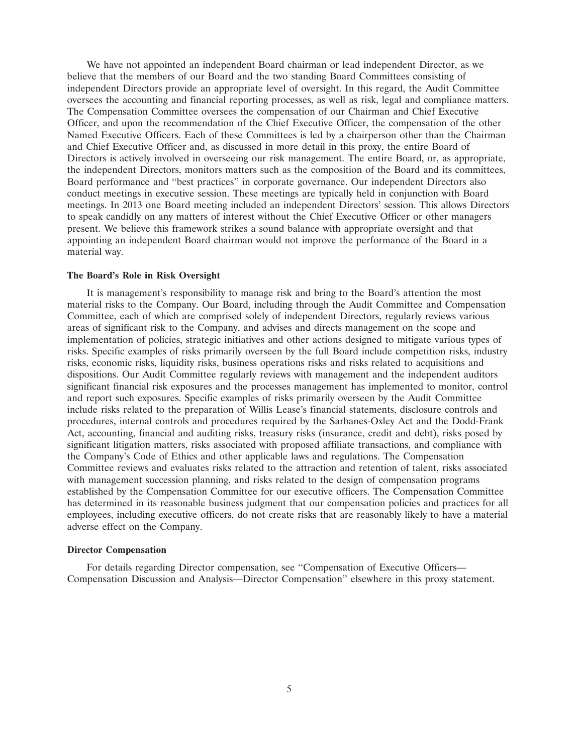We have not appointed an independent Board chairman or lead independent Director, as we believe that the members of our Board and the two standing Board Committees consisting of independent Directors provide an appropriate level of oversight. In this regard, the Audit Committee oversees the accounting and financial reporting processes, as well as risk, legal and compliance matters. The Compensation Committee oversees the compensation of our Chairman and Chief Executive Officer, and upon the recommendation of the Chief Executive Officer, the compensation of the other Named Executive Officers. Each of these Committees is led by a chairperson other than the Chairman and Chief Executive Officer and, as discussed in more detail in this proxy, the entire Board of Directors is actively involved in overseeing our risk management. The entire Board, or, as appropriate, the independent Directors, monitors matters such as the composition of the Board and its committees, Board performance and "best practices" in corporate governance. Our independent Directors also conduct meetings in executive session. These meetings are typically held in conjunction with Board meetings. In 2013 one Board meeting included an independent Directors' session. This allows Directors to speak candidly on any matters of interest without the Chief Executive Officer or other managers present. We believe this framework strikes a sound balance with appropriate oversight and that appointing an independent Board chairman would not improve the performance of the Board in a material way.

**The Board's Role in Risk Oversight**

It is management's responsibility to manage risk and bring to the Board's attention the most material risks to the Company. Our Board, including through the Audit Committee and Compensation Committee, each of which are comprised solely of independent Directors, regularly reviews various areas of significant risk to the Company, and advises and directs management on the scope and implementation of policies, strategic initiatives and other actions designed to mitigate various types of risks. Specific examples of risks primarily overseen by the full Board include competition risks, industry risks, economic risks, liquidity risks, business operations risks and risks related to acquisitions and dispositions. Our Audit Committee regularly reviews with management and the independent auditors significant financial risk exposures and the processes management has implemented to monitor, control and report such exposures. Specific examples of risks primarily overseen by the Audit Committee include risks related to the preparation of Willis Lease's financial statements, disclosure controls and procedures, internal controls and procedures required by the Sarbanes-Oxley Act and the Dodd-Frank Act, accounting, financial and auditing risks, treasury risks (insurance, credit and debt), risks posed by significant litigation matters, risks associated with proposed affiliate transactions, and compliance with the Company's Code of Ethics and other applicable laws and regulations. The Compensation Committee reviews and evaluates risks related to the attraction and retention of talent, risks associated with management succession planning, and risks related to the design of compensation programs established by the Compensation Committee for our executive officers. The Compensation Committee has determined in its reasonable business judgment that our compensation policies and practices for all employees, including executive officers, do not create risks that are reasonably likely to have a material adverse effect on the Company.

**Director Compensation**

For details regarding Director compensation, see "Compensation of Executive Officers—Compensation Discussion and Analysis—Director Compensation" elsewhere in this proxy statement.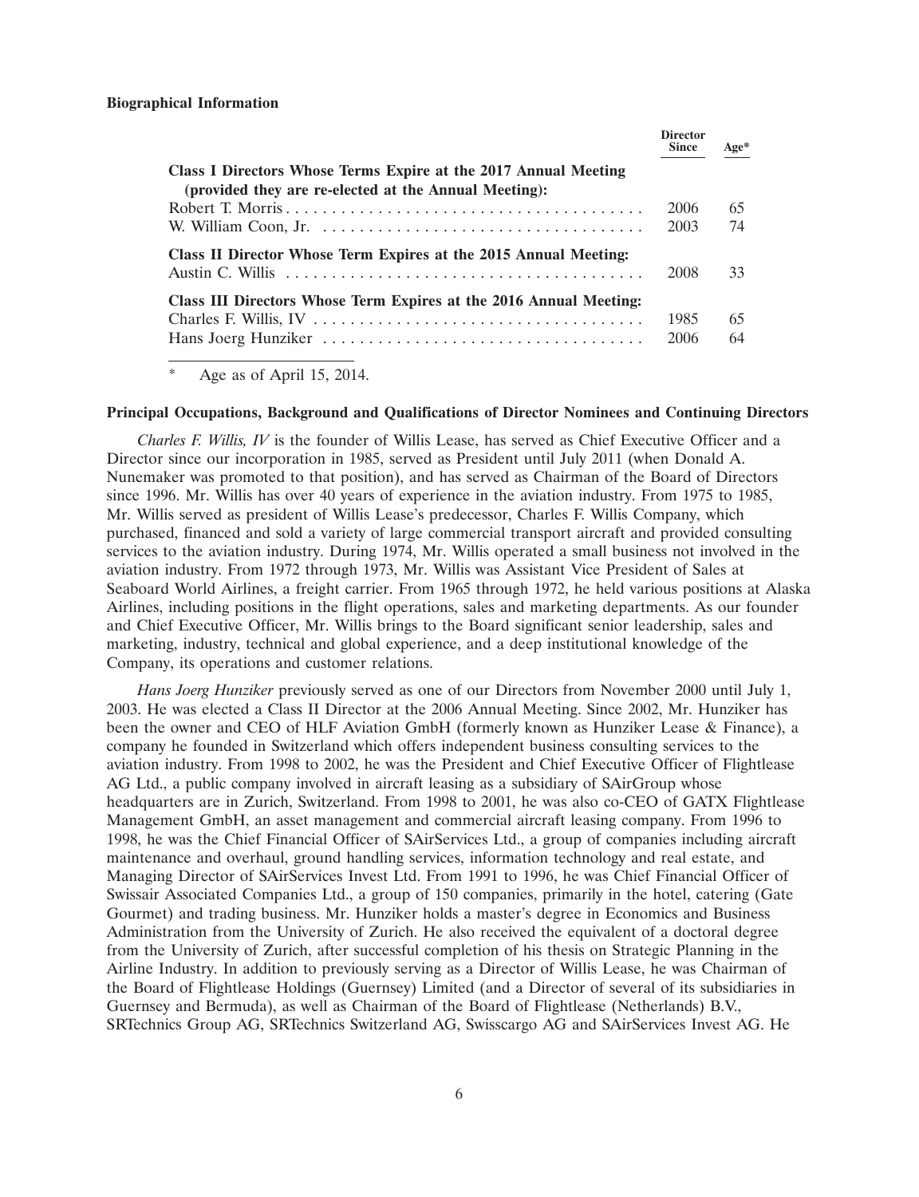**Biographical Information**

| | Director Since | Age* |
|---|---|---|
| **Class I Directors Whose Terms Expire at the 2017 Annual Meeting (provided they are re-elected at the Annual Meeting):** | | |
| Robert T. Morris | 2006 | 65 |
| W. William Coon, Jr. | 2003 | 74 |
| **Class II Director Whose Term Expires at the 2015 Annual Meeting:** | | |
| Austin C. Willis | 2008 | 33 |
| **Class III Directors Whose Term Expires at the 2016 Annual Meeting:** | | |
| Charles F. Willis, IV | 1985 | 65 |
| Hans Joerg Hunziker | 2006 | 64 |

\* Age as of April 15, 2014.

**Principal Occupations, Background and Qualifications of Director Nominees and Continuing Directors**

*Charles F. Willis, IV* is the founder of Willis Lease, has served as Chief Executive Officer and a Director since our incorporation in 1985, served as President until July 2011 (when Donald A. Nunemaker was promoted to that position), and has served as Chairman of the Board of Directors since 1996. Mr. Willis has over 40 years of experience in the aviation industry. From 1975 to 1985, Mr. Willis served as president of Willis Lease's predecessor, Charles F. Willis Company, which purchased, financed and sold a variety of large commercial transport aircraft and provided consulting services to the aviation industry. During 1974, Mr. Willis operated a small business not involved in the aviation industry. From 1972 through 1973, Mr. Willis was Assistant Vice President of Sales at Seaboard World Airlines, a freight carrier. From 1965 through 1972, he held various positions at Alaska Airlines, including positions in the flight operations, sales and marketing departments. As our founder and Chief Executive Officer, Mr. Willis brings to the Board significant senior leadership, sales and marketing, industry, technical and global experience, and a deep institutional knowledge of the Company, its operations and customer relations.

*Hans Joerg Hunziker* previously served as one of our Directors from November 2000 until July 1, 2003. He was elected a Class II Director at the 2006 Annual Meeting. Since 2002, Mr. Hunziker has been the owner and CEO of HLF Aviation GmbH (formerly known as Hunziker Lease & Finance), a company he founded in Switzerland which offers independent business consulting services to the aviation industry. From 1998 to 2002, he was the President and Chief Executive Officer of Flightlease AG Ltd., a public company involved in aircraft leasing as a subsidiary of SAirGroup whose headquarters are in Zurich, Switzerland. From 1998 to 2001, he was also co-CEO of GATX Flightlease Management GmbH, an asset management and commercial aircraft leasing company. From 1996 to 1998, he was the Chief Financial Officer of SAirServices Ltd., a group of companies including aircraft maintenance and overhaul, ground handling services, information technology and real estate, and Managing Director of SAirServices Invest Ltd. From 1991 to 1996, he was Chief Financial Officer of Swissair Associated Companies Ltd., a group of 150 companies, primarily in the hotel, catering (Gate Gourmet) and trading business. Mr. Hunziker holds a master's degree in Economics and Business Administration from the University of Zurich. He also received the equivalent of a doctoral degree from the University of Zurich, after successful completion of his thesis on Strategic Planning in the Airline Industry. In addition to previously serving as a Director of Willis Lease, he was Chairman of the Board of Flightlease Holdings (Guernsey) Limited (and a Director of several of its subsidiaries in Guernsey and Bermuda), as well as Chairman of the Board of Flightlease (Netherlands) B.V., SRTechnics Group AG, SRTechnics Switzerland AG, Swisscargo AG and SAirServices Invest AG. He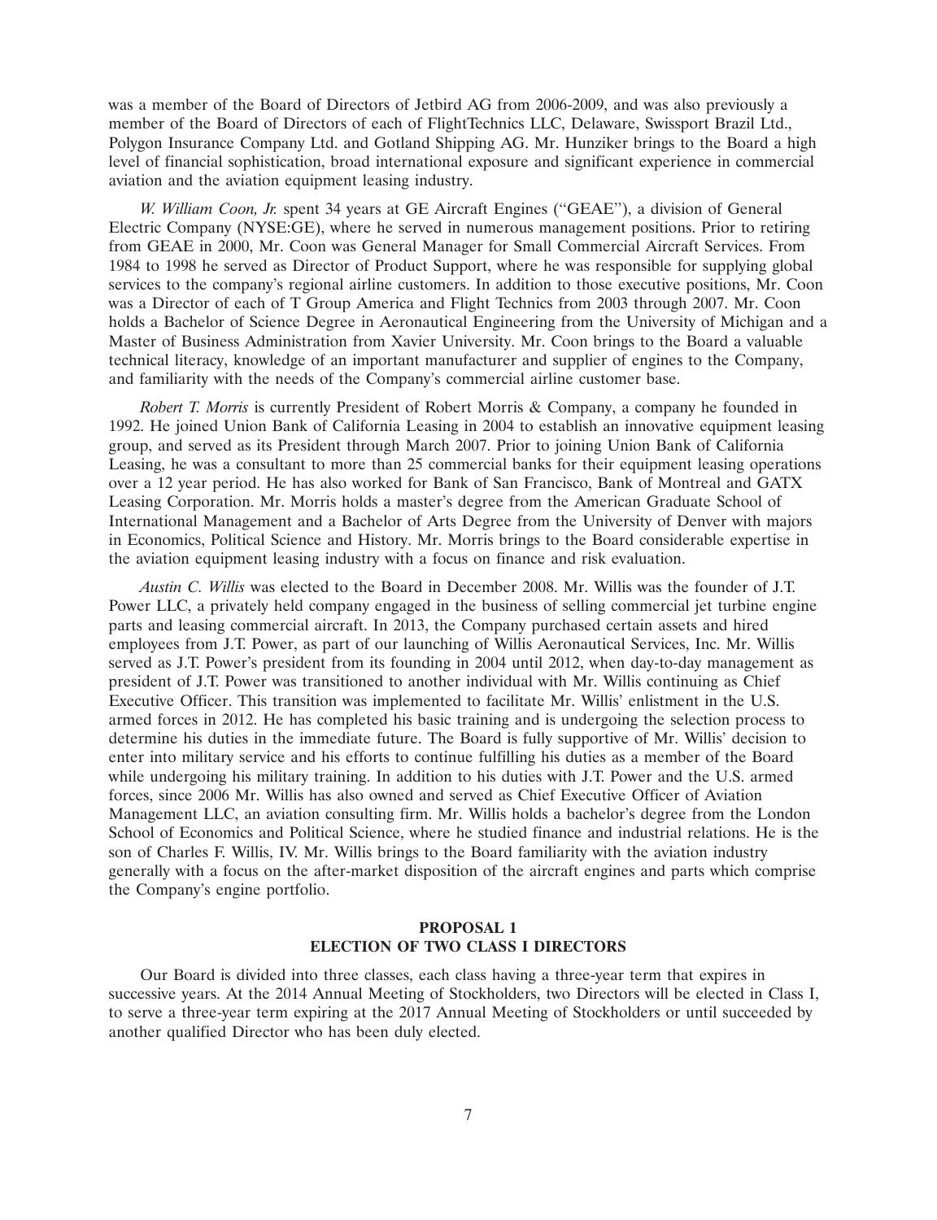was a member of the Board of Directors of Jetbird AG from 2006-2009, and was also previously a member of the Board of Directors of each of FlightTechnics LLC, Delaware, Swissport Brazil Ltd., Polygon Insurance Company Ltd. and Gotland Shipping AG. Mr. Hunziker brings to the Board a high level of financial sophistication, broad international exposure and significant experience in commercial aviation and the aviation equipment leasing industry.

*W. William Coon, Jr.* spent 34 years at GE Aircraft Engines (''GEAE''), a division of General Electric Company (NYSE:GE), where he served in numerous management positions. Prior to retiring from GEAE in 2000, Mr. Coon was General Manager for Small Commercial Aircraft Services. From 1984 to 1998 he served as Director of Product Support, where he was responsible for supplying global services to the company's regional airline customers. In addition to those executive positions, Mr. Coon was a Director of each of T Group America and Flight Technics from 2003 through 2007. Mr. Coon holds a Bachelor of Science Degree in Aeronautical Engineering from the University of Michigan and a Master of Business Administration from Xavier University. Mr. Coon brings to the Board a valuable technical literacy, knowledge of an important manufacturer and supplier of engines to the Company, and familiarity with the needs of the Company's commercial airline customer base.

*Robert T. Morris* is currently President of Robert Morris & Company, a company he founded in 1992. He joined Union Bank of California Leasing in 2004 to establish an innovative equipment leasing group, and served as its President through March 2007. Prior to joining Union Bank of California Leasing, he was a consultant to more than 25 commercial banks for their equipment leasing operations over a 12 year period. He has also worked for Bank of San Francisco, Bank of Montreal and GATX Leasing Corporation. Mr. Morris holds a master's degree from the American Graduate School of International Management and a Bachelor of Arts Degree from the University of Denver with majors in Economics, Political Science and History. Mr. Morris brings to the Board considerable expertise in the aviation equipment leasing industry with a focus on finance and risk evaluation.

*Austin C. Willis* was elected to the Board in December 2008. Mr. Willis was the founder of J.T. Power LLC, a privately held company engaged in the business of selling commercial jet turbine engine parts and leasing commercial aircraft. In 2013, the Company purchased certain assets and hired employees from J.T. Power, as part of our launching of Willis Aeronautical Services, Inc. Mr. Willis served as J.T. Power's president from its founding in 2004 until 2012, when day-to-day management as president of J.T. Power was transitioned to another individual with Mr. Willis continuing as Chief Executive Officer. This transition was implemented to facilitate Mr. Willis' enlistment in the U.S. armed forces in 2012. He has completed his basic training and is undergoing the selection process to determine his duties in the immediate future. The Board is fully supportive of Mr. Willis' decision to enter into military service and his efforts to continue fulfilling his duties as a member of the Board while undergoing his military training. In addition to his duties with J.T. Power and the U.S. armed forces, since 2006 Mr. Willis has also owned and served as Chief Executive Officer of Aviation Management LLC, an aviation consulting firm. Mr. Willis holds a bachelor's degree from the London School of Economics and Political Science, where he studied finance and industrial relations. He is the son of Charles F. Willis, IV. Mr. Willis brings to the Board familiarity with the aviation industry generally with a focus on the after-market disposition of the aircraft engines and parts which comprise the Company's engine portfolio.

## PROPOSAL 1
## ELECTION OF TWO CLASS I DIRECTORS

Our Board is divided into three classes, each class having a three-year term that expires in successive years. At the 2014 Annual Meeting of Stockholders, two Directors will be elected in Class I, to serve a three-year term expiring at the 2017 Annual Meeting of Stockholders or until succeeded by another qualified Director who has been duly elected.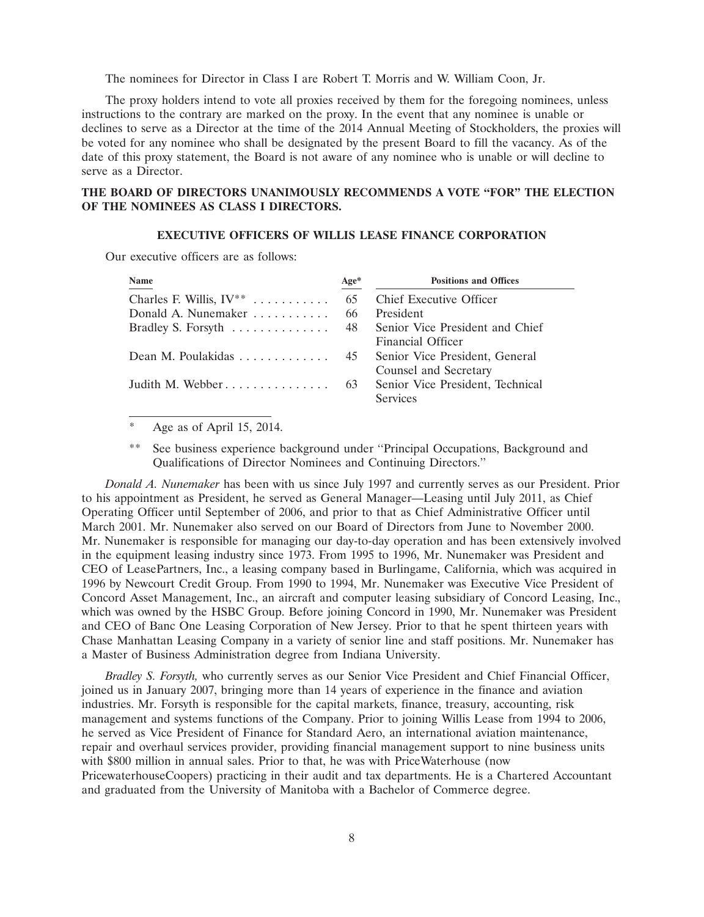The nominees for Director in Class I are Robert T. Morris and W. William Coon, Jr.

The proxy holders intend to vote all proxies received by them for the foregoing nominees, unless instructions to the contrary are marked on the proxy. In the event that any nominee is unable or declines to serve as a Director at the time of the 2014 Annual Meeting of Stockholders, the proxies will be voted for any nominee who shall be designated by the present Board to fill the vacancy. As of the date of this proxy statement, the Board is not aware of any nominee who is unable or will decline to serve as a Director.

**THE BOARD OF DIRECTORS UNANIMOUSLY RECOMMENDS A VOTE "FOR" THE ELECTION OF THE NOMINEES AS CLASS I DIRECTORS.**

## EXECUTIVE OFFICERS OF WILLIS LEASE FINANCE CORPORATION

Our executive officers are as follows:

| Name | Age* | Positions and Offices |
|---|---|---|
| Charles F. Willis, IV** | 65 | Chief Executive Officer |
| Donald A. Nunemaker | 66 | President |
| Bradley S. Forsyth | 48 | Senior Vice President and Chief Financial Officer |
| Dean M. Poulakidas | 45 | Senior Vice President, General Counsel and Secretary |
| Judith M. Webber | 63 | Senior Vice President, Technical Services |

\* Age as of April 15, 2014.

\*\* See business experience background under "Principal Occupations, Background and Qualifications of Director Nominees and Continuing Directors."

*Donald A. Nunemaker* has been with us since July 1997 and currently serves as our President. Prior to his appointment as President, he served as General Manager—Leasing until July 2011, as Chief Operating Officer until September of 2006, and prior to that as Chief Administrative Officer until March 2001. Mr. Nunemaker also served on our Board of Directors from June to November 2000. Mr. Nunemaker is responsible for managing our day-to-day operation and has been extensively involved in the equipment leasing industry since 1973. From 1995 to 1996, Mr. Nunemaker was President and CEO of LeasePartners, Inc., a leasing company based in Burlingame, California, which was acquired in 1996 by Newcourt Credit Group. From 1990 to 1994, Mr. Nunemaker was Executive Vice President of Concord Asset Management, Inc., an aircraft and computer leasing subsidiary of Concord Leasing, Inc., which was owned by the HSBC Group. Before joining Concord in 1990, Mr. Nunemaker was President and CEO of Banc One Leasing Corporation of New Jersey. Prior to that he spent thirteen years with Chase Manhattan Leasing Company in a variety of senior line and staff positions. Mr. Nunemaker has a Master of Business Administration degree from Indiana University.

*Bradley S. Forsyth,* who currently serves as our Senior Vice President and Chief Financial Officer, joined us in January 2007, bringing more than 14 years of experience in the finance and aviation industries. Mr. Forsyth is responsible for the capital markets, finance, treasury, accounting, risk management and systems functions of the Company. Prior to joining Willis Lease from 1994 to 2006, he served as Vice President of Finance for Standard Aero, an international aviation maintenance, repair and overhaul services provider, providing financial management support to nine business units with $800 million in annual sales. Prior to that, he was with PriceWaterhouse (now PricewaterhouseCoopers) practicing in their audit and tax departments. He is a Chartered Accountant and graduated from the University of Manitoba with a Bachelor of Commerce degree.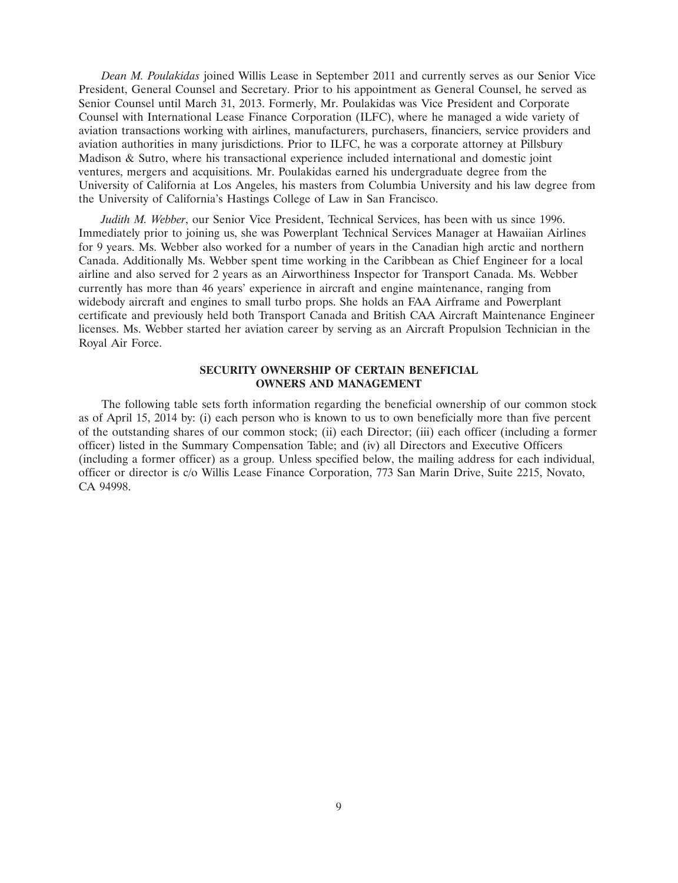*Dean M. Poulakidas* joined Willis Lease in September 2011 and currently serves as our Senior Vice President, General Counsel and Secretary. Prior to his appointment as General Counsel, he served as Senior Counsel until March 31, 2013. Formerly, Mr. Poulakidas was Vice President and Corporate Counsel with International Lease Finance Corporation (ILFC), where he managed a wide variety of aviation transactions working with airlines, manufacturers, purchasers, financiers, service providers and aviation authorities in many jurisdictions. Prior to ILFC, he was a corporate attorney at Pillsbury Madison & Sutro, where his transactional experience included international and domestic joint ventures, mergers and acquisitions. Mr. Poulakidas earned his undergraduate degree from the University of California at Los Angeles, his masters from Columbia University and his law degree from the University of California's Hastings College of Law in San Francisco.

*Judith M. Webber*, our Senior Vice President, Technical Services, has been with us since 1996. Immediately prior to joining us, she was Powerplant Technical Services Manager at Hawaiian Airlines for 9 years. Ms. Webber also worked for a number of years in the Canadian high arctic and northern Canada. Additionally Ms. Webber spent time working in the Caribbean as Chief Engineer for a local airline and also served for 2 years as an Airworthiness Inspector for Transport Canada. Ms. Webber currently has more than 46 years' experience in aircraft and engine maintenance, ranging from widebody aircraft and engines to small turbo props. She holds an FAA Airframe and Powerplant certificate and previously held both Transport Canada and British CAA Aircraft Maintenance Engineer licenses. Ms. Webber started her aviation career by serving as an Aircraft Propulsion Technician in the Royal Air Force.

## SECURITY OWNERSHIP OF CERTAIN BENEFICIAL OWNERS AND MANAGEMENT

The following table sets forth information regarding the beneficial ownership of our common stock as of April 15, 2014 by: (i) each person who is known to us to own beneficially more than five percent of the outstanding shares of our common stock; (ii) each Director; (iii) each officer (including a former officer) listed in the Summary Compensation Table; and (iv) all Directors and Executive Officers (including a former officer) as a group. Unless specified below, the mailing address for each individual, officer or director is c/o Willis Lease Finance Corporation, 773 San Marin Drive, Suite 2215, Novato, CA 94998.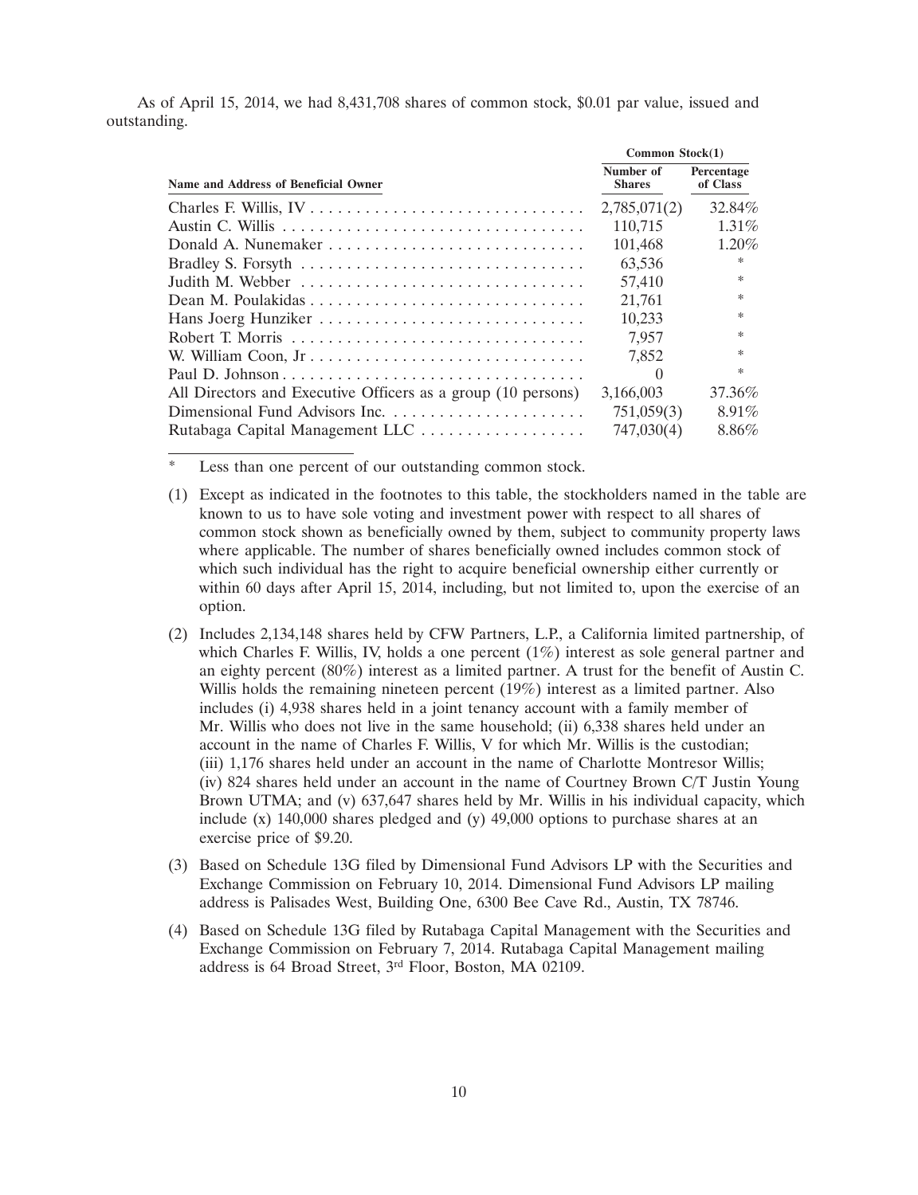As of April 15, 2014, we had 8,431,708 shares of common stock, $0.01 par value, issued and outstanding.

| Name and Address of Beneficial Owner | Common Stock(1) | |
|---|---|---|
| | Number of Shares | Percentage of Class |
| Charles F. Willis, IV | 2,785,071(2) | 32.84% |
| Austin C. Willis | 110,715 | 1.31% |
| Donald A. Nunemaker | 101,468 | 1.20% |
| Bradley S. Forsyth | 63,536 | * |
| Judith M. Webber | 57,410 | * |
| Dean M. Poulakidas | 21,761 | * |
| Hans Joerg Hunziker | 10,233 | * |
| Robert T. Morris | 7,957 | * |
| W. William Coon, Jr | 7,852 | * |
| Paul D. Johnson | 0 | * |
| All Directors and Executive Officers as a group (10 persons) | 3,166,003 | 37.36% |
| Dimensional Fund Advisors Inc. | 751,059(3) | 8.91% |
| Rutabaga Capital Management LLC | 747,030(4) | 8.86% |

\* Less than one percent of our outstanding common stock.

(1) Except as indicated in the footnotes to this table, the stockholders named in the table are known to us to have sole voting and investment power with respect to all shares of common stock shown as beneficially owned by them, subject to community property laws where applicable. The number of shares beneficially owned includes common stock of which such individual has the right to acquire beneficial ownership either currently or within 60 days after April 15, 2014, including, but not limited to, upon the exercise of an option.

(2) Includes 2,134,148 shares held by CFW Partners, L.P., a California limited partnership, of which Charles F. Willis, IV, holds a one percent (1%) interest as sole general partner and an eighty percent (80%) interest as a limited partner. A trust for the benefit of Austin C. Willis holds the remaining nineteen percent (19%) interest as a limited partner. Also includes (i) 4,938 shares held in a joint tenancy account with a family member of Mr. Willis who does not live in the same household; (ii) 6,338 shares held under an account in the name of Charles F. Willis, V for which Mr. Willis is the custodian; (iii) 1,176 shares held under an account in the name of Charlotte Montresor Willis; (iv) 824 shares held under an account in the name of Courtney Brown C/T Justin Young Brown UTMA; and (v) 637,647 shares held by Mr. Willis in his individual capacity, which include (x) 140,000 shares pledged and (y) 49,000 options to purchase shares at an exercise price of $9.20.

(3) Based on Schedule 13G filed by Dimensional Fund Advisors LP with the Securities and Exchange Commission on February 10, 2014. Dimensional Fund Advisors LP mailing address is Palisades West, Building One, 6300 Bee Cave Rd., Austin, TX 78746.

(4) Based on Schedule 13G filed by Rutabaga Capital Management with the Securities and Exchange Commission on February 7, 2014. Rutabaga Capital Management mailing address is 64 Broad Street, 3rd Floor, Boston, MA 02109.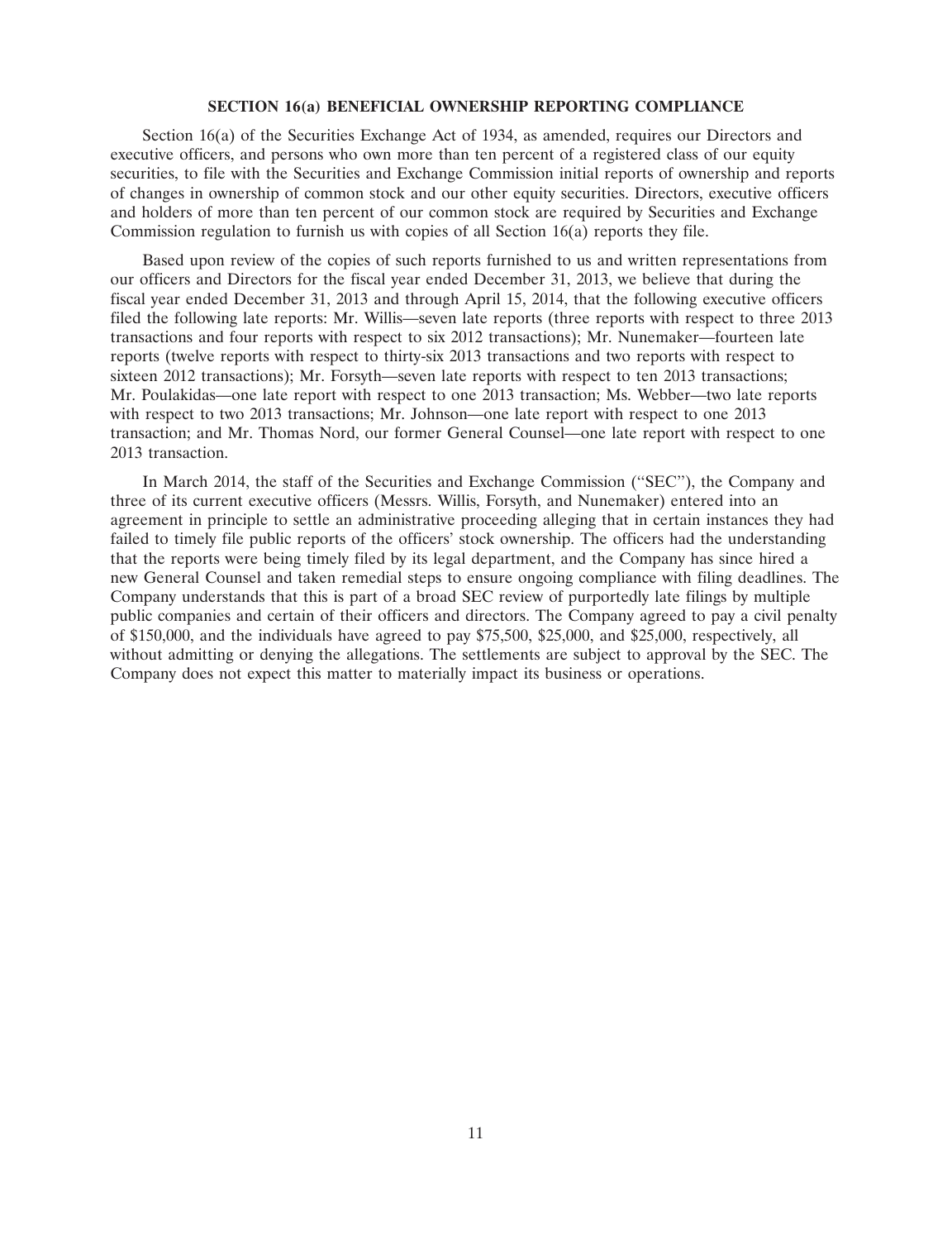## SECTION 16(a) BENEFICIAL OWNERSHIP REPORTING COMPLIANCE

Section 16(a) of the Securities Exchange Act of 1934, as amended, requires our Directors and executive officers, and persons who own more than ten percent of a registered class of our equity securities, to file with the Securities and Exchange Commission initial reports of ownership and reports of changes in ownership of common stock and our other equity securities. Directors, executive officers and holders of more than ten percent of our common stock are required by Securities and Exchange Commission regulation to furnish us with copies of all Section 16(a) reports they file.

Based upon review of the copies of such reports furnished to us and written representations from our officers and Directors for the fiscal year ended December 31, 2013, we believe that during the fiscal year ended December 31, 2013 and through April 15, 2014, that the following executive officers filed the following late reports: Mr. Willis—seven late reports (three reports with respect to three 2013 transactions and four reports with respect to six 2012 transactions); Mr. Nunemaker—fourteen late reports (twelve reports with respect to thirty-six 2013 transactions and two reports with respect to sixteen 2012 transactions); Mr. Forsyth—seven late reports with respect to ten 2013 transactions; Mr. Poulakidas—one late report with respect to one 2013 transaction; Ms. Webber—two late reports with respect to two 2013 transactions; Mr. Johnson—one late report with respect to one 2013 transaction; and Mr. Thomas Nord, our former General Counsel—one late report with respect to one 2013 transaction.

In March 2014, the staff of the Securities and Exchange Commission ("SEC"), the Company and three of its current executive officers (Messrs. Willis, Forsyth, and Nunemaker) entered into an agreement in principle to settle an administrative proceeding alleging that in certain instances they had failed to timely file public reports of the officers' stock ownership. The officers had the understanding that the reports were being timely filed by its legal department, and the Company has since hired a new General Counsel and taken remedial steps to ensure ongoing compliance with filing deadlines. The Company understands that this is part of a broad SEC review of purportedly late filings by multiple public companies and certain of their officers and directors. The Company agreed to pay a civil penalty of $150,000, and the individuals have agreed to pay $75,500, $25,000, and $25,000, respectively, all without admitting or denying the allegations. The settlements are subject to approval by the SEC. The Company does not expect this matter to materially impact its business or operations.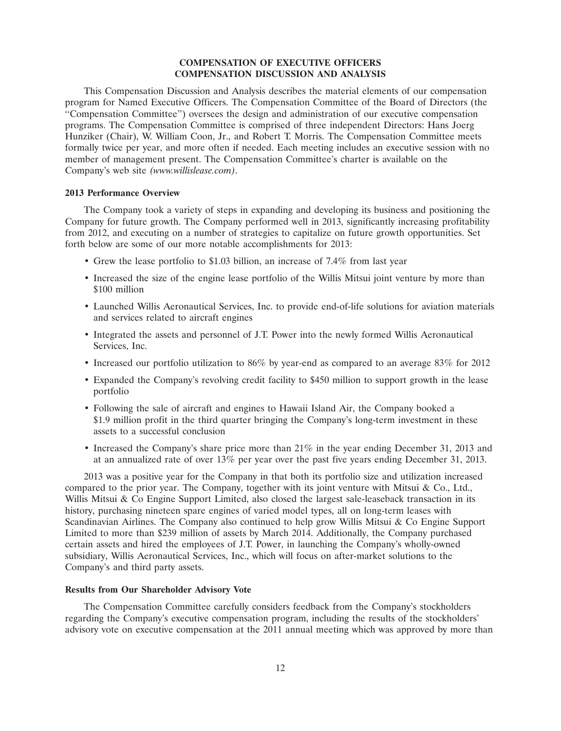## COMPENSATION OF EXECUTIVE OFFICERS
## COMPENSATION DISCUSSION AND ANALYSIS

This Compensation Discussion and Analysis describes the material elements of our compensation program for Named Executive Officers. The Compensation Committee of the Board of Directors (the "Compensation Committee") oversees the design and administration of our executive compensation programs. The Compensation Committee is comprised of three independent Directors: Hans Joerg Hunziker (Chair), W. William Coon, Jr., and Robert T. Morris. The Compensation Committee meets formally twice per year, and more often if needed. Each meeting includes an executive session with no member of management present. The Compensation Committee's charter is available on the Company's web site *(www.willislease.com)*.

### 2013 Performance Overview

The Company took a variety of steps in expanding and developing its business and positioning the Company for future growth. The Company performed well in 2013, significantly increasing profitability from 2012, and executing on a number of strategies to capitalize on future growth opportunities. Set forth below are some of our more notable accomplishments for 2013:

- Grew the lease portfolio to $1.03 billion, an increase of 7.4% from last year
- Increased the size of the engine lease portfolio of the Willis Mitsui joint venture by more than $100 million
- Launched Willis Aeronautical Services, Inc. to provide end-of-life solutions for aviation materials and services related to aircraft engines
- Integrated the assets and personnel of J.T. Power into the newly formed Willis Aeronautical Services, Inc.
- Increased our portfolio utilization to 86% by year-end as compared to an average 83% for 2012
- Expanded the Company's revolving credit facility to $450 million to support growth in the lease portfolio
- Following the sale of aircraft and engines to Hawaii Island Air, the Company booked a $1.9 million profit in the third quarter bringing the Company's long-term investment in these assets to a successful conclusion
- Increased the Company's share price more than 21% in the year ending December 31, 2013 and at an annualized rate of over 13% per year over the past five years ending December 31, 2013.

2013 was a positive year for the Company in that both its portfolio size and utilization increased compared to the prior year. The Company, together with its joint venture with Mitsui & Co., Ltd., Willis Mitsui & Co Engine Support Limited, also closed the largest sale-leaseback transaction in its history, purchasing nineteen spare engines of varied model types, all on long-term leases with Scandinavian Airlines. The Company also continued to help grow Willis Mitsui & Co Engine Support Limited to more than $239 million of assets by March 2014. Additionally, the Company purchased certain assets and hired the employees of J.T. Power, in launching the Company's wholly-owned subsidiary, Willis Aeronautical Services, Inc., which will focus on after-market solutions to the Company's and third party assets.

### Results from Our Shareholder Advisory Vote

The Compensation Committee carefully considers feedback from the Company's stockholders regarding the Company's executive compensation program, including the results of the stockholders' advisory vote on executive compensation at the 2011 annual meeting which was approved by more than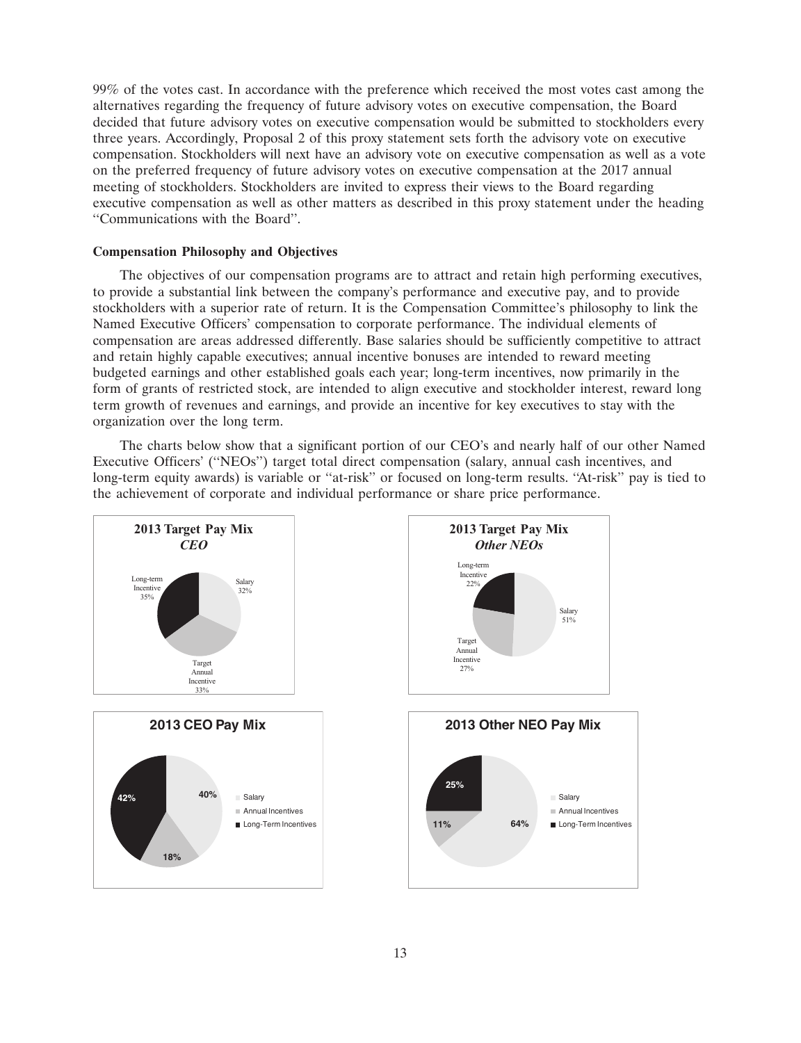99% of the votes cast. In accordance with the preference which received the most votes cast among the alternatives regarding the frequency of future advisory votes on executive compensation, the Board decided that future advisory votes on executive compensation would be submitted to stockholders every three years. Accordingly, Proposal 2 of this proxy statement sets forth the advisory vote on executive compensation. Stockholders will next have an advisory vote on executive compensation as well as a vote on the preferred frequency of future advisory votes on executive compensation at the 2017 annual meeting of stockholders. Stockholders are invited to express their views to the Board regarding executive compensation as well as other matters as described in this proxy statement under the heading "Communications with the Board".

**Compensation Philosophy and Objectives**

The objectives of our compensation programs are to attract and retain high performing executives, to provide a substantial link between the company's performance and executive pay, and to provide stockholders with a superior rate of return. It is the Compensation Committee's philosophy to link the Named Executive Officers' compensation to corporate performance. The individual elements of compensation are areas addressed differently. Base salaries should be sufficiently competitive to attract and retain highly capable executives; annual incentive bonuses are intended to reward meeting budgeted earnings and other established goals each year; long-term incentives, now primarily in the form of grants of restricted stock, are intended to align executive and stockholder interest, reward long term growth of revenues and earnings, and provide an incentive for key executives to stay with the organization over the long term.

The charts below show that a significant portion of our CEO's and nearly half of our other Named Executive Officers' ("NEOs") target total direct compensation (salary, annual cash incentives, and long-term equity awards) is variable or "at-risk" or focused on long-term results. "At-risk" pay is tied to the achievement of corporate and individual performance or share price performance.

**2013 Target Pay Mix**
***CEO***

| Component | % |
| --- | --- |
| Salary | 32% |
| Target Annual Incentive | 33% |
| Long-term Incentive | 35% |

**2013 Target Pay Mix**
***Other NEOs***

| Component | % |
| --- | --- |
| Salary | 51% |
| Target Annual Incentive | 27% |
| Long-term Incentive | 22% |

**2013 CEO Pay Mix**

| Component | % |
| --- | --- |
| Salary | 40% |
| Annual Incentives | 18% |
| Long-Term Incentives | 42% |

**2013 Other NEO Pay Mix**

| Component | % |
| --- | --- |
| Salary | 64% |
| Annual Incentives | 11% |
| Long-Term Incentives | 25% |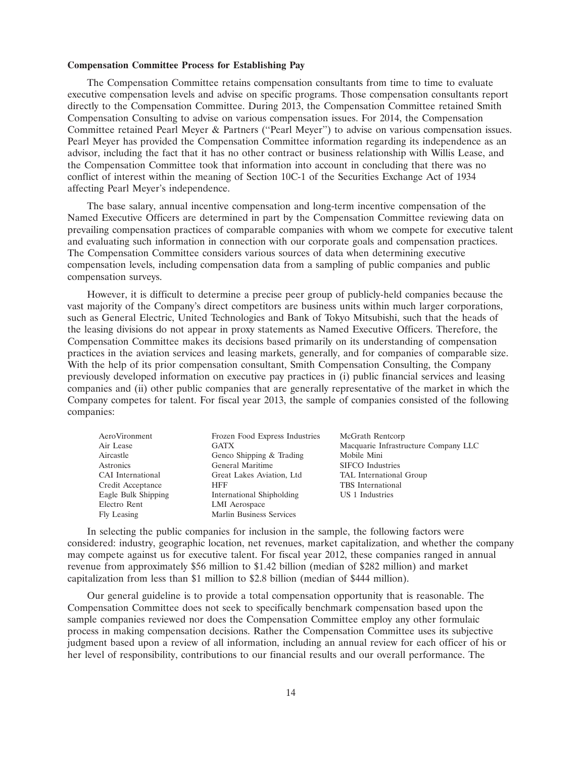**Compensation Committee Process for Establishing Pay**

The Compensation Committee retains compensation consultants from time to time to evaluate executive compensation levels and advise on specific programs. Those compensation consultants report directly to the Compensation Committee. During 2013, the Compensation Committee retained Smith Compensation Consulting to advise on various compensation issues. For 2014, the Compensation Committee retained Pearl Meyer & Partners (''Pearl Meyer'') to advise on various compensation issues. Pearl Meyer has provided the Compensation Committee information regarding its independence as an advisor, including the fact that it has no other contract or business relationship with Willis Lease, and the Compensation Committee took that information into account in concluding that there was no conflict of interest within the meaning of Section 10C-1 of the Securities Exchange Act of 1934 affecting Pearl Meyer's independence.

The base salary, annual incentive compensation and long-term incentive compensation of the Named Executive Officers are determined in part by the Compensation Committee reviewing data on prevailing compensation practices of comparable companies with whom we compete for executive talent and evaluating such information in connection with our corporate goals and compensation practices. The Compensation Committee considers various sources of data when determining executive compensation levels, including compensation data from a sampling of public companies and public compensation surveys.

However, it is difficult to determine a precise peer group of publicly-held companies because the vast majority of the Company's direct competitors are business units within much larger corporations, such as General Electric, United Technologies and Bank of Tokyo Mitsubishi, such that the heads of the leasing divisions do not appear in proxy statements as Named Executive Officers. Therefore, the Compensation Committee makes its decisions based primarily on its understanding of compensation practices in the aviation services and leasing markets, generally, and for companies of comparable size. With the help of its prior compensation consultant, Smith Compensation Consulting, the Company previously developed information on executive pay practices in (i) public financial services and leasing companies and (ii) other public companies that are generally representative of the market in which the Company competes for talent. For fiscal year 2013, the sample of companies consisted of the following companies:

| | | |
|---|---|---|
| AeroVironment | Frozen Food Express Industries | McGrath Rentcorp |
| Air Lease | GATX | Macquarie Infrastructure Company LLC |
| Aircastle | Genco Shipping & Trading | Mobile Mini |
| Astronics | General Maritime | SIFCO Industries |
| CAI International | Great Lakes Aviation, Ltd | TAL International Group |
| Credit Acceptance | HFF | TBS International |
| Eagle Bulk Shipping | International Shipholding | US 1 Industries |
| Electro Rent | LMI Aerospace | |
| Fly Leasing | Marlin Business Services | |

In selecting the public companies for inclusion in the sample, the following factors were considered: industry, geographic location, net revenues, market capitalization, and whether the company may compete against us for executive talent. For fiscal year 2012, these companies ranged in annual revenue from approximately $56 million to $1.42 billion (median of $282 million) and market capitalization from less than $1 million to $2.8 billion (median of $444 million).

Our general guideline is to provide a total compensation opportunity that is reasonable. The Compensation Committee does not seek to specifically benchmark compensation based upon the sample companies reviewed nor does the Compensation Committee employ any other formulaic process in making compensation decisions. Rather the Compensation Committee uses its subjective judgment based upon a review of all information, including an annual review for each officer of his or her level of responsibility, contributions to our financial results and our overall performance. The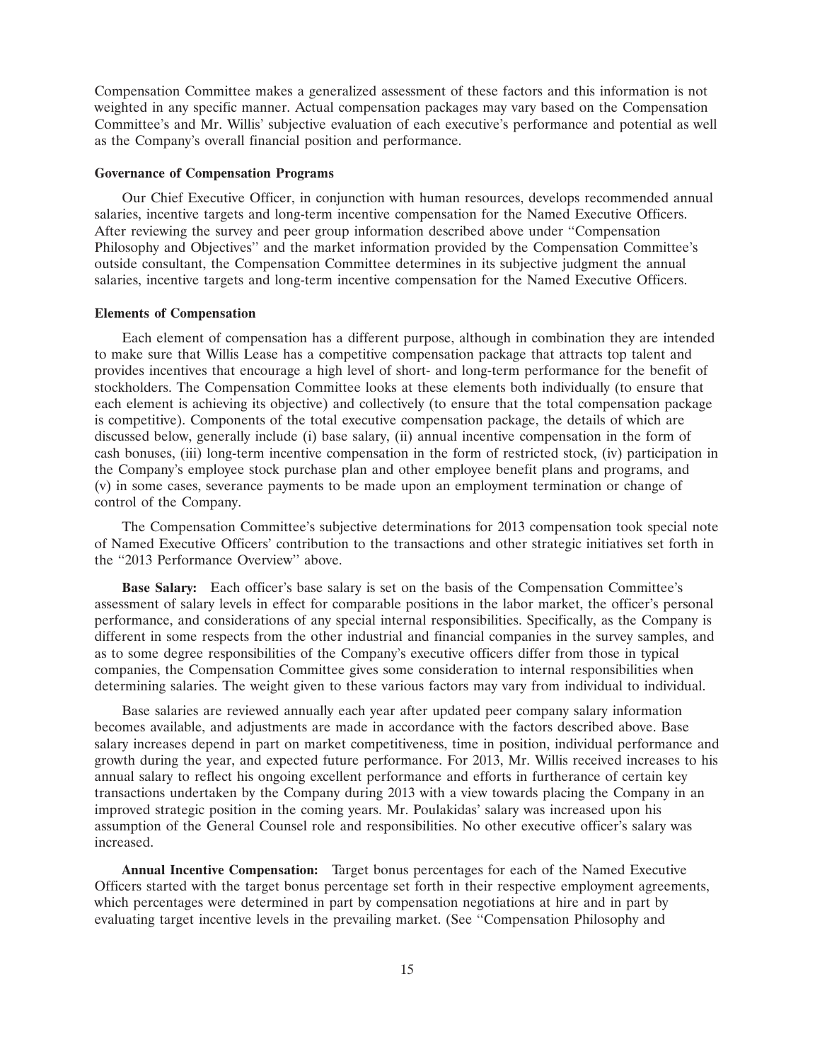Compensation Committee makes a generalized assessment of these factors and this information is not weighted in any specific manner. Actual compensation packages may vary based on the Compensation Committee's and Mr. Willis' subjective evaluation of each executive's performance and potential as well as the Company's overall financial position and performance.

**Governance of Compensation Programs**

Our Chief Executive Officer, in conjunction with human resources, develops recommended annual salaries, incentive targets and long-term incentive compensation for the Named Executive Officers. After reviewing the survey and peer group information described above under ''Compensation Philosophy and Objectives'' and the market information provided by the Compensation Committee's outside consultant, the Compensation Committee determines in its subjective judgment the annual salaries, incentive targets and long-term incentive compensation for the Named Executive Officers.

**Elements of Compensation**

Each element of compensation has a different purpose, although in combination they are intended to make sure that Willis Lease has a competitive compensation package that attracts top talent and provides incentives that encourage a high level of short- and long-term performance for the benefit of stockholders. The Compensation Committee looks at these elements both individually (to ensure that each element is achieving its objective) and collectively (to ensure that the total compensation package is competitive). Components of the total executive compensation package, the details of which are discussed below, generally include (i) base salary, (ii) annual incentive compensation in the form of cash bonuses, (iii) long-term incentive compensation in the form of restricted stock, (iv) participation in the Company's employee stock purchase plan and other employee benefit plans and programs, and (v) in some cases, severance payments to be made upon an employment termination or change of control of the Company.

The Compensation Committee's subjective determinations for 2013 compensation took special note of Named Executive Officers' contribution to the transactions and other strategic initiatives set forth in the ''2013 Performance Overview'' above.

**Base Salary:** Each officer's base salary is set on the basis of the Compensation Committee's assessment of salary levels in effect for comparable positions in the labor market, the officer's personal performance, and considerations of any special internal responsibilities. Specifically, as the Company is different in some respects from the other industrial and financial companies in the survey samples, and as to some degree responsibilities of the Company's executive officers differ from those in typical companies, the Compensation Committee gives some consideration to internal responsibilities when determining salaries. The weight given to these various factors may vary from individual to individual.

Base salaries are reviewed annually each year after updated peer company salary information becomes available, and adjustments are made in accordance with the factors described above. Base salary increases depend in part on market competitiveness, time in position, individual performance and growth during the year, and expected future performance. For 2013, Mr. Willis received increases to his annual salary to reflect his ongoing excellent performance and efforts in furtherance of certain key transactions undertaken by the Company during 2013 with a view towards placing the Company in an improved strategic position in the coming years. Mr. Poulakidas' salary was increased upon his assumption of the General Counsel role and responsibilities. No other executive officer's salary was increased.

**Annual Incentive Compensation:** Target bonus percentages for each of the Named Executive Officers started with the target bonus percentage set forth in their respective employment agreements, which percentages were determined in part by compensation negotiations at hire and in part by evaluating target incentive levels in the prevailing market. (See ''Compensation Philosophy and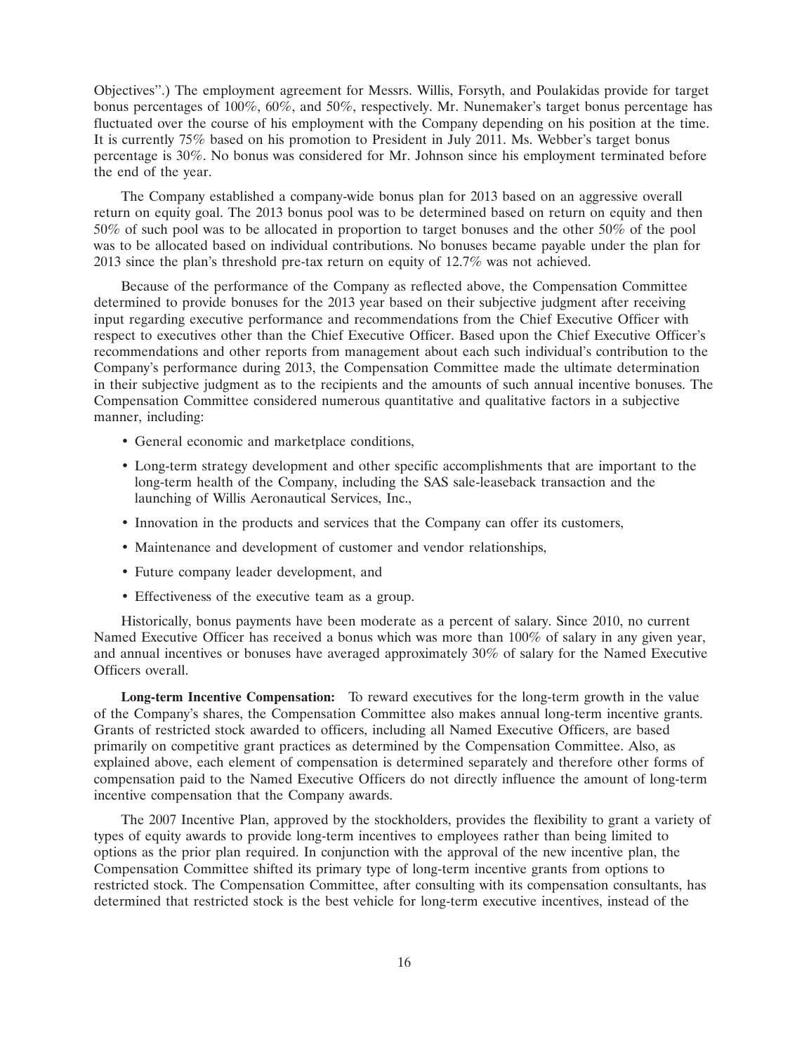Objectives".) The employment agreement for Messrs. Willis, Forsyth, and Poulakidas provide for target bonus percentages of 100%, 60%, and 50%, respectively. Mr. Nunemaker's target bonus percentage has fluctuated over the course of his employment with the Company depending on his position at the time. It is currently 75% based on his promotion to President in July 2011. Ms. Webber's target bonus percentage is 30%. No bonus was considered for Mr. Johnson since his employment terminated before the end of the year.

The Company established a company-wide bonus plan for 2013 based on an aggressive overall return on equity goal. The 2013 bonus pool was to be determined based on return on equity and then 50% of such pool was to be allocated in proportion to target bonuses and the other 50% of the pool was to be allocated based on individual contributions. No bonuses became payable under the plan for 2013 since the plan's threshold pre-tax return on equity of 12.7% was not achieved.

Because of the performance of the Company as reflected above, the Compensation Committee determined to provide bonuses for the 2013 year based on their subjective judgment after receiving input regarding executive performance and recommendations from the Chief Executive Officer with respect to executives other than the Chief Executive Officer. Based upon the Chief Executive Officer's recommendations and other reports from management about each such individual's contribution to the Company's performance during 2013, the Compensation Committee made the ultimate determination in their subjective judgment as to the recipients and the amounts of such annual incentive bonuses. The Compensation Committee considered numerous quantitative and qualitative factors in a subjective manner, including:

- General economic and marketplace conditions,
- Long-term strategy development and other specific accomplishments that are important to the long-term health of the Company, including the SAS sale-leaseback transaction and the launching of Willis Aeronautical Services, Inc.,
- Innovation in the products and services that the Company can offer its customers,
- Maintenance and development of customer and vendor relationships,
- Future company leader development, and
- Effectiveness of the executive team as a group.

Historically, bonus payments have been moderate as a percent of salary. Since 2010, no current Named Executive Officer has received a bonus which was more than 100% of salary in any given year, and annual incentives or bonuses have averaged approximately 30% of salary for the Named Executive Officers overall.

**Long-term Incentive Compensation:** To reward executives for the long-term growth in the value of the Company's shares, the Compensation Committee also makes annual long-term incentive grants. Grants of restricted stock awarded to officers, including all Named Executive Officers, are based primarily on competitive grant practices as determined by the Compensation Committee. Also, as explained above, each element of compensation is determined separately and therefore other forms of compensation paid to the Named Executive Officers do not directly influence the amount of long-term incentive compensation that the Company awards.

The 2007 Incentive Plan, approved by the stockholders, provides the flexibility to grant a variety of types of equity awards to provide long-term incentives to employees rather than being limited to options as the prior plan required. In conjunction with the approval of the new incentive plan, the Compensation Committee shifted its primary type of long-term incentive grants from options to restricted stock. The Compensation Committee, after consulting with its compensation consultants, has determined that restricted stock is the best vehicle for long-term executive incentives, instead of the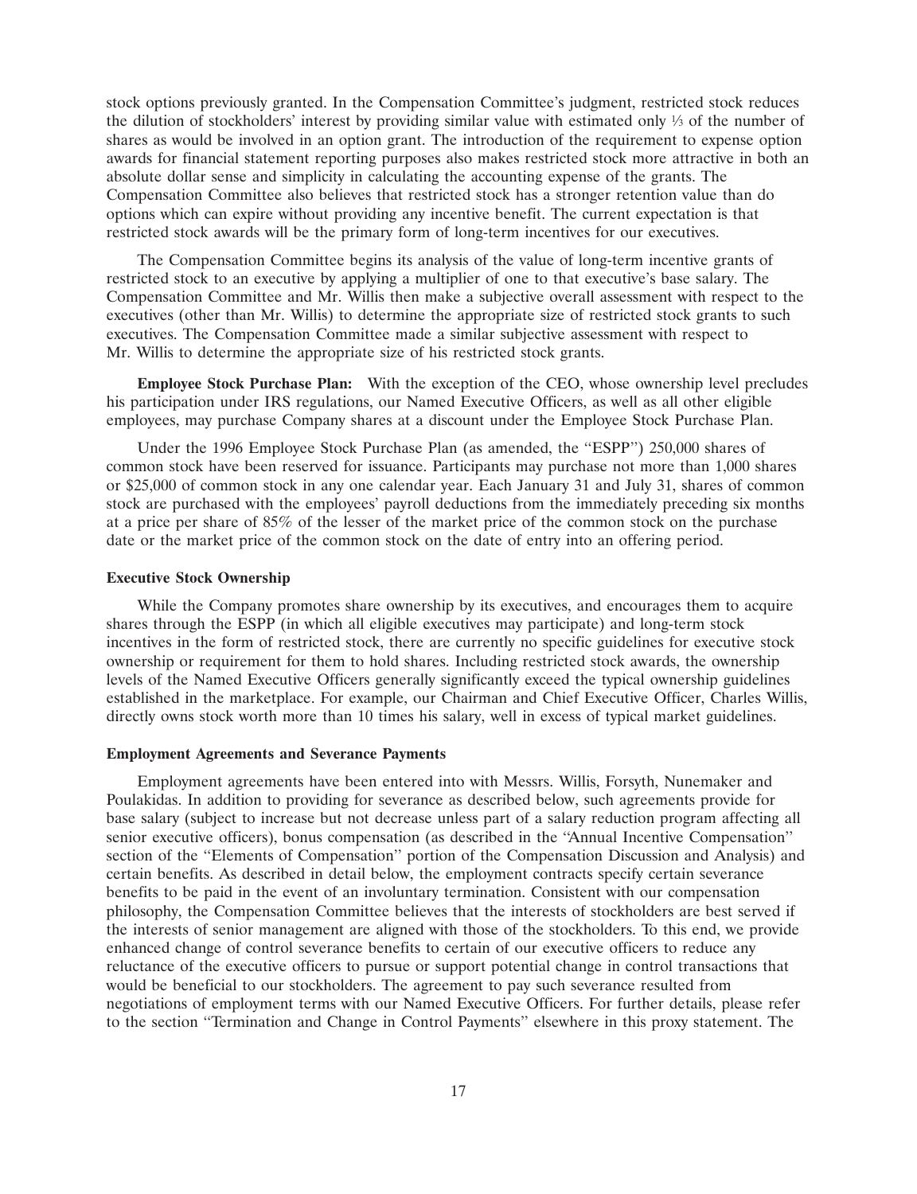stock options previously granted. In the Compensation Committee's judgment, restricted stock reduces the dilution of stockholders' interest by providing similar value with estimated only ⅓ of the number of shares as would be involved in an option grant. The introduction of the requirement to expense option awards for financial statement reporting purposes also makes restricted stock more attractive in both an absolute dollar sense and simplicity in calculating the accounting expense of the grants. The Compensation Committee also believes that restricted stock has a stronger retention value than do options which can expire without providing any incentive benefit. The current expectation is that restricted stock awards will be the primary form of long-term incentives for our executives.

The Compensation Committee begins its analysis of the value of long-term incentive grants of restricted stock to an executive by applying a multiplier of one to that executive's base salary. The Compensation Committee and Mr. Willis then make a subjective overall assessment with respect to the executives (other than Mr. Willis) to determine the appropriate size of restricted stock grants to such executives. The Compensation Committee made a similar subjective assessment with respect to Mr. Willis to determine the appropriate size of his restricted stock grants.

**Employee Stock Purchase Plan:** With the exception of the CEO, whose ownership level precludes his participation under IRS regulations, our Named Executive Officers, as well as all other eligible employees, may purchase Company shares at a discount under the Employee Stock Purchase Plan.

Under the 1996 Employee Stock Purchase Plan (as amended, the "ESPP") 250,000 shares of common stock have been reserved for issuance. Participants may purchase not more than 1,000 shares or $25,000 of common stock in any one calendar year. Each January 31 and July 31, shares of common stock are purchased with the employees' payroll deductions from the immediately preceding six months at a price per share of 85% of the lesser of the market price of the common stock on the purchase date or the market price of the common stock on the date of entry into an offering period.

### Executive Stock Ownership

While the Company promotes share ownership by its executives, and encourages them to acquire shares through the ESPP (in which all eligible executives may participate) and long-term stock incentives in the form of restricted stock, there are currently no specific guidelines for executive stock ownership or requirement for them to hold shares. Including restricted stock awards, the ownership levels of the Named Executive Officers generally significantly exceed the typical ownership guidelines established in the marketplace. For example, our Chairman and Chief Executive Officer, Charles Willis, directly owns stock worth more than 10 times his salary, well in excess of typical market guidelines.

### Employment Agreements and Severance Payments

Employment agreements have been entered into with Messrs. Willis, Forsyth, Nunemaker and Poulakidas. In addition to providing for severance as described below, such agreements provide for base salary (subject to increase but not decrease unless part of a salary reduction program affecting all senior executive officers), bonus compensation (as described in the "Annual Incentive Compensation" section of the "Elements of Compensation" portion of the Compensation Discussion and Analysis) and certain benefits. As described in detail below, the employment contracts specify certain severance benefits to be paid in the event of an involuntary termination. Consistent with our compensation philosophy, the Compensation Committee believes that the interests of stockholders are best served if the interests of senior management are aligned with those of the stockholders. To this end, we provide enhanced change of control severance benefits to certain of our executive officers to reduce any reluctance of the executive officers to pursue or support potential change in control transactions that would be beneficial to our stockholders. The agreement to pay such severance resulted from negotiations of employment terms with our Named Executive Officers. For further details, please refer to the section "Termination and Change in Control Payments" elsewhere in this proxy statement. The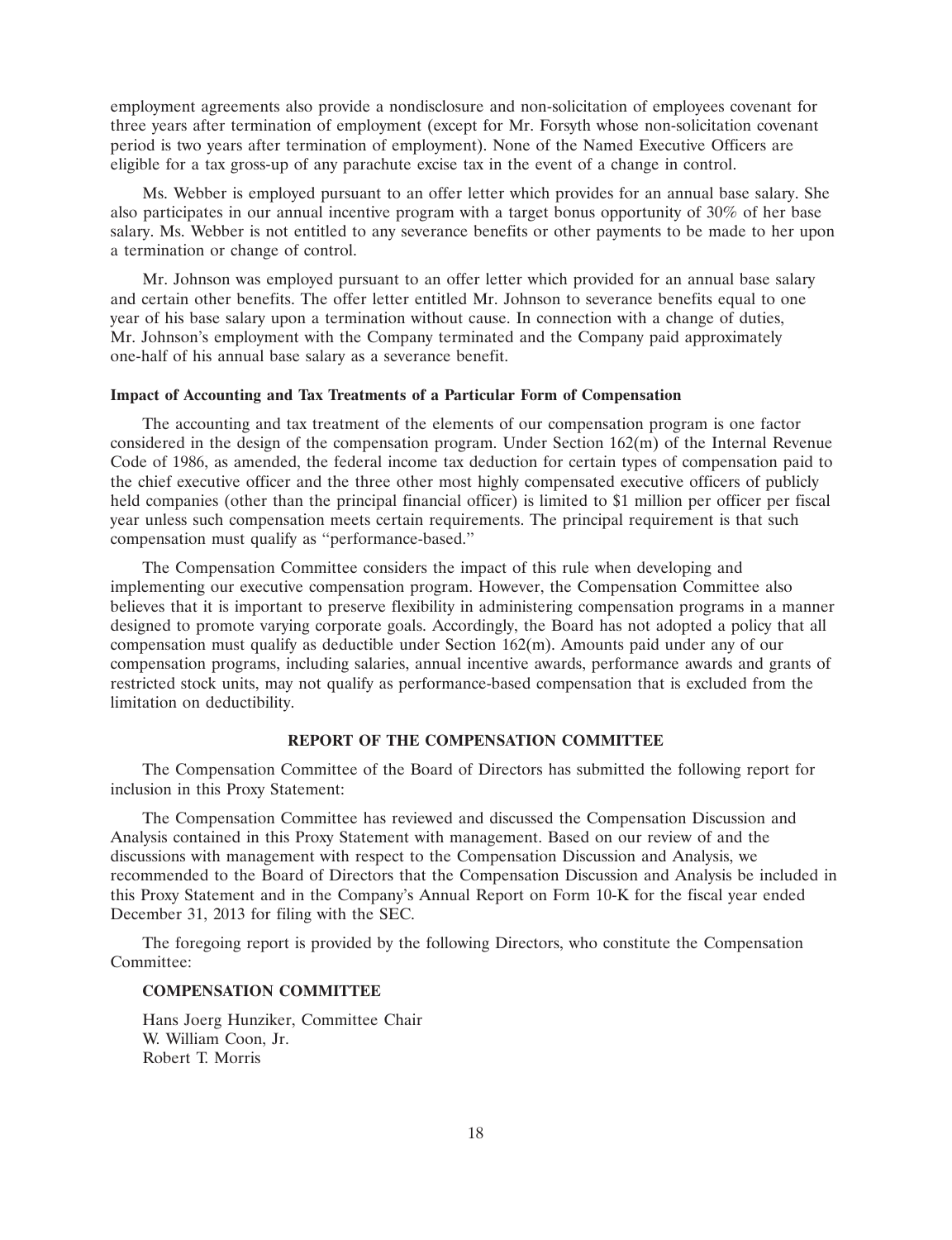employment agreements also provide a nondisclosure and non-solicitation of employees covenant for three years after termination of employment (except for Mr. Forsyth whose non-solicitation covenant period is two years after termination of employment). None of the Named Executive Officers are eligible for a tax gross-up of any parachute excise tax in the event of a change in control.

Ms. Webber is employed pursuant to an offer letter which provides for an annual base salary. She also participates in our annual incentive program with a target bonus opportunity of 30% of her base salary. Ms. Webber is not entitled to any severance benefits or other payments to be made to her upon a termination or change of control.

Mr. Johnson was employed pursuant to an offer letter which provided for an annual base salary and certain other benefits. The offer letter entitled Mr. Johnson to severance benefits equal to one year of his base salary upon a termination without cause. In connection with a change of duties, Mr. Johnson's employment with the Company terminated and the Company paid approximately one-half of his annual base salary as a severance benefit.

**Impact of Accounting and Tax Treatments of a Particular Form of Compensation**

The accounting and tax treatment of the elements of our compensation program is one factor considered in the design of the compensation program. Under Section 162(m) of the Internal Revenue Code of 1986, as amended, the federal income tax deduction for certain types of compensation paid to the chief executive officer and the three other most highly compensated executive officers of publicly held companies (other than the principal financial officer) is limited to $1 million per officer per fiscal year unless such compensation meets certain requirements. The principal requirement is that such compensation must qualify as "performance-based."

The Compensation Committee considers the impact of this rule when developing and implementing our executive compensation program. However, the Compensation Committee also believes that it is important to preserve flexibility in administering compensation programs in a manner designed to promote varying corporate goals. Accordingly, the Board has not adopted a policy that all compensation must qualify as deductible under Section 162(m). Amounts paid under any of our compensation programs, including salaries, annual incentive awards, performance awards and grants of restricted stock units, may not qualify as performance-based compensation that is excluded from the limitation on deductibility.

## REPORT OF THE COMPENSATION COMMITTEE

The Compensation Committee of the Board of Directors has submitted the following report for inclusion in this Proxy Statement:

The Compensation Committee has reviewed and discussed the Compensation Discussion and Analysis contained in this Proxy Statement with management. Based on our review of and the discussions with management with respect to the Compensation Discussion and Analysis, we recommended to the Board of Directors that the Compensation Discussion and Analysis be included in this Proxy Statement and in the Company's Annual Report on Form 10-K for the fiscal year ended December 31, 2013 for filing with the SEC.

The foregoing report is provided by the following Directors, who constitute the Compensation Committee:

**COMPENSATION COMMITTEE**

Hans Joerg Hunziker, Committee Chair
W. William Coon, Jr.
Robert T. Morris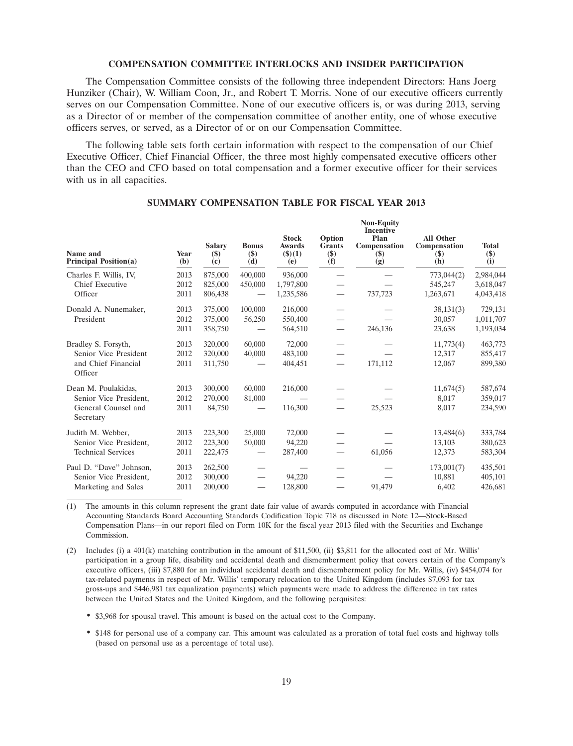### COMPENSATION COMMITTEE INTERLOCKS AND INSIDER PARTICIPATION

The Compensation Committee consists of the following three independent Directors: Hans Joerg Hunziker (Chair), W. William Coon, Jr., and Robert T. Morris. None of our executive officers currently serves on our Compensation Committee. None of our executive officers is, or was during 2013, serving as a Director of or member of the compensation committee of another entity, one of whose executive officers serves, or served, as a Director of or on our Compensation Committee.

The following table sets forth certain information with respect to the compensation of our Chief Executive Officer, Chief Financial Officer, the three most highly compensated executive officers other than the CEO and CFO based on total compensation and a former executive officer for their services with us in all capacities.

### SUMMARY COMPENSATION TABLE FOR FISCAL YEAR 2013

| Name and Principal Position(a) | Year (b) | Salary ($) (c) | Bonus ($) (d) | Stock Awards ($)(1) (e) | Option Grants ($) (f) | Non-Equity Incentive Plan Compensation ($) (g) | All Other Compensation ($) (h) | Total ($) (i) |
|---|---|---|---|---|---|---|---|---|
| Charles F. Willis, IV, | 2013 | 875,000 | 400,000 | 936,000 | — | — | 773,044(2) | 2,984,044 |
| Chief Executive | 2012 | 825,000 | 450,000 | 1,797,800 | — | — | 545,247 | 3,618,047 |
| Officer | 2011 | 806,438 | — | 1,235,586 | — | 737,723 | 1,263,671 | 4,043,418 |
| Donald A. Nunemaker, | 2013 | 375,000 | 100,000 | 216,000 | — | — | 38,131(3) | 729,131 |
| President | 2012 | 375,000 | 56,250 | 550,400 | — | — | 30,057 | 1,011,707 |
| | 2011 | 358,750 | — | 564,510 | — | 246,136 | 23,638 | 1,193,034 |
| Bradley S. Forsyth, | 2013 | 320,000 | 60,000 | 72,000 | — | — | 11,773(4) | 463,773 |
| Senior Vice President | 2012 | 320,000 | 40,000 | 483,100 | — | — | 12,317 | 855,417 |
| and Chief Financial Officer | 2011 | 311,750 | — | 404,451 | — | 171,112 | 12,067 | 899,380 |
| Dean M. Poulakidas, | 2013 | 300,000 | 60,000 | 216,000 | — | — | 11,674(5) | 587,674 |
| Senior Vice President, | 2012 | 270,000 | 81,000 | — | — | — | 8,017 | 359,017 |
| General Counsel and Secretary | 2011 | 84,750 | — | 116,300 | — | 25,523 | 8,017 | 234,590 |
| Judith M. Webber, | 2013 | 223,300 | 25,000 | 72,000 | — | — | 13,484(6) | 333,784 |
| Senior Vice President, | 2012 | 223,300 | 50,000 | 94,220 | — | — | 13,103 | 380,623 |
| Technical Services | 2011 | 222,475 | — | 287,400 | — | 61,056 | 12,373 | 583,304 |
| Paul D. "Dave" Johnson, | 2013 | 262,500 | — | — | — | — | 173,001(7) | 435,501 |
| Senior Vice President, | 2012 | 300,000 | — | 94,220 | — | — | 10,881 | 405,101 |
| Marketing and Sales | 2011 | 200,000 | — | 128,800 | — | 91,479 | 6,402 | 426,681 |

(1) The amounts in this column represent the grant date fair value of awards computed in accordance with Financial Accounting Standards Board Accounting Standards Codification Topic 718 as discussed in Note 12—Stock-Based Compensation Plans—in our report filed on Form 10K for the fiscal year 2013 filed with the Securities and Exchange Commission.

(2) Includes (i) a 401(k) matching contribution in the amount of $11,500, (ii) $3,811 for the allocated cost of Mr. Willis' participation in a group life, disability and accidental death and dismemberment policy that covers certain of the Company's executive officers, (iii) $7,880 for an individual accidental death and dismemberment policy for Mr. Willis, (iv) $454,074 for tax-related payments in respect of Mr. Willis' temporary relocation to the United Kingdom (includes $7,093 for tax gross-ups and $446,981 tax equalization payments) which payments were made to address the difference in tax rates between the United States and the United Kingdom, and the following perquisites:

- $3,968 for spousal travel. This amount is based on the actual cost to the Company.
- $148 for personal use of a company car. This amount was calculated as a proration of total fuel costs and highway tolls (based on personal use as a percentage of total use).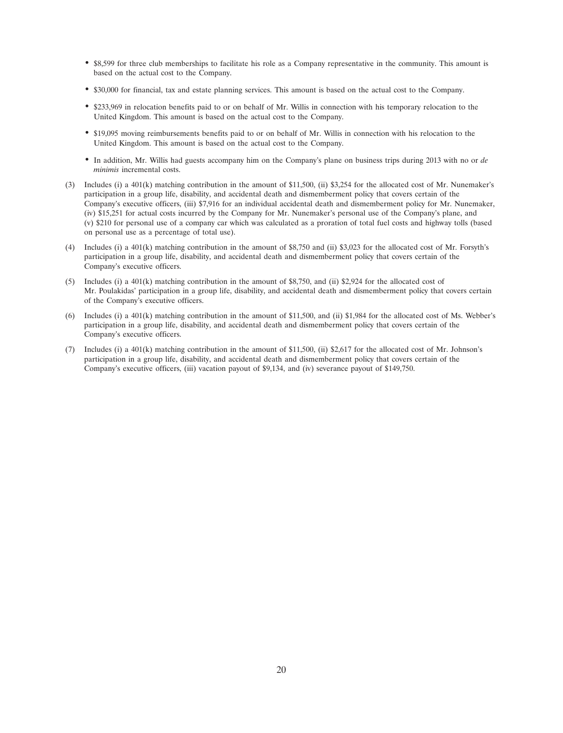- $8,599 for three club memberships to facilitate his role as a Company representative in the community. This amount is based on the actual cost to the Company.
- $30,000 for financial, tax and estate planning services. This amount is based on the actual cost to the Company.
- $233,969 in relocation benefits paid to or on behalf of Mr. Willis in connection with his temporary relocation to the United Kingdom. This amount is based on the actual cost to the Company.
- $19,095 moving reimbursements benefits paid to or on behalf of Mr. Willis in connection with his relocation to the United Kingdom. This amount is based on the actual cost to the Company.
- In addition, Mr. Willis had guests accompany him on the Company's plane on business trips during 2013 with no or *de minimis* incremental costs.

(3) Includes (i) a 401(k) matching contribution in the amount of $11,500, (ii) $3,254 for the allocated cost of Mr. Nunemaker's participation in a group life, disability, and accidental death and dismemberment policy that covers certain of the Company's executive officers, (iii) $7,916 for an individual accidental death and dismemberment policy for Mr. Nunemaker, (iv) $15,251 for actual costs incurred by the Company for Mr. Nunemaker's personal use of the Company's plane, and (v) $210 for personal use of a company car which was calculated as a proration of total fuel costs and highway tolls (based on personal use as a percentage of total use).

(4) Includes (i) a 401(k) matching contribution in the amount of $8,750 and (ii) $3,023 for the allocated cost of Mr. Forsyth's participation in a group life, disability, and accidental death and dismemberment policy that covers certain of the Company's executive officers.

(5) Includes (i) a 401(k) matching contribution in the amount of $8,750, and (ii) $2,924 for the allocated cost of Mr. Poulakidas' participation in a group life, disability, and accidental death and dismemberment policy that covers certain of the Company's executive officers.

(6) Includes (i) a 401(k) matching contribution in the amount of $11,500, and (ii) $1,984 for the allocated cost of Ms. Webber's participation in a group life, disability, and accidental death and dismemberment policy that covers certain of the Company's executive officers.

(7) Includes (i) a 401(k) matching contribution in the amount of $11,500, (ii) $2,617 for the allocated cost of Mr. Johnson's participation in a group life, disability, and accidental death and dismemberment policy that covers certain of the Company's executive officers, (iii) vacation payout of $9,134, and (iv) severance payout of $149,750.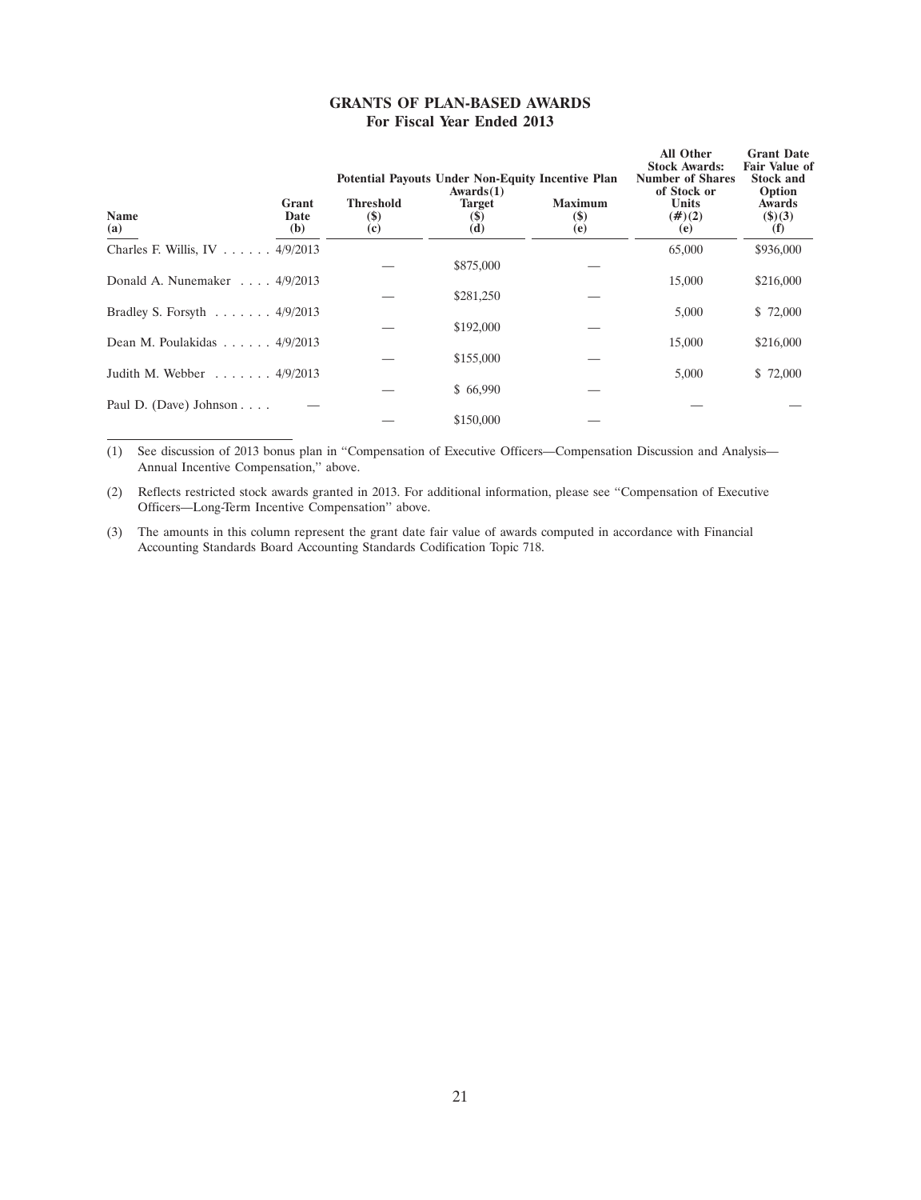# GRANTS OF PLAN-BASED AWARDS
## For Fiscal Year Ended 2013

| Name (a) | Grant Date (b) | Potential Payouts Under Non-Equity Incentive Plan Awards(1) Threshold ($) (c) | Target ($) (d) | Maximum ($) (e) | All Other Stock Awards: Number of Shares of Stock or Units (#)(2) (e) | Grant Date Fair Value of Stock and Option Awards ($)(3) (f) |
|---|---|---|---|---|---|---|
| Charles F. Willis, IV | 4/9/2013 | — | $875,000 | — | 65,000 | $936,000 |
| Donald A. Nunemaker | 4/9/2013 | — | $281,250 | — | 15,000 | $216,000 |
| Bradley S. Forsyth | 4/9/2013 | — | $192,000 | — | 5,000 | $ 72,000 |
| Dean M. Poulakidas | 4/9/2013 | — | $155,000 | — | 15,000 | $216,000 |
| Judith M. Webber | 4/9/2013 | — | $ 66,990 | — | 5,000 | $ 72,000 |
| Paul D. (Dave) Johnson | — | — | $150,000 | — | — | — |

(1) See discussion of 2013 bonus plan in "Compensation of Executive Officers—Compensation Discussion and Analysis—Annual Incentive Compensation," above.

(2) Reflects restricted stock awards granted in 2013. For additional information, please see "Compensation of Executive Officers—Long-Term Incentive Compensation" above.

(3) The amounts in this column represent the grant date fair value of awards computed in accordance with Financial Accounting Standards Board Accounting Standards Codification Topic 718.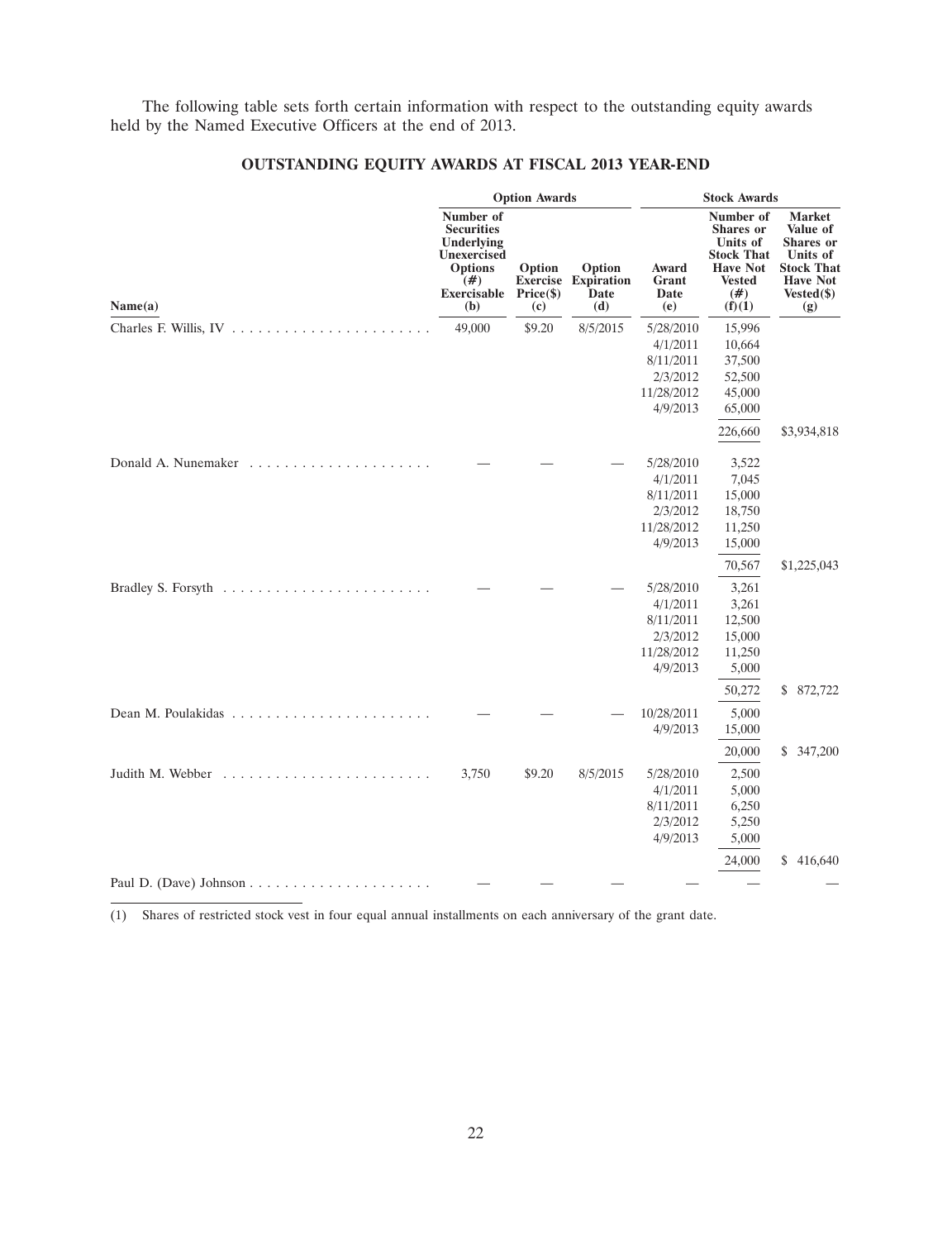The following table sets forth certain information with respect to the outstanding equity awards held by the Named Executive Officers at the end of 2013.

## OUTSTANDING EQUITY AWARDS AT FISCAL 2013 YEAR-END

| | Option Awards | | | Stock Awards | | |
|---|---|---|---|---|---|---|
| Name(a) | Number of Securities Underlying Unexercised Options (#) Exercisable (b) | Option Exercise Price($) (c) | Option Expiration Date (d) | Award Grant Date (e) | Number of Shares or Units of Stock That Have Not Vested (#) (f)(1) | Market Value of Shares or Units of Stock That Have Not Vested($) (g) |
| Charles F. Willis, IV | 49,000 | $9.20 | 8/5/2015 | 5/28/2010 | 15,996 | |
| | | | | 4/1/2011 | 10,664 | |
| | | | | 8/11/2011 | 37,500 | |
| | | | | 2/3/2012 | 52,500 | |
| | | | | 11/28/2012 | 45,000 | |
| | | | | 4/9/2013 | 65,000 | |
| | | | | | 226,660 | $3,934,818 |
| Donald A. Nunemaker | — | — | — | 5/28/2010 | 3,522 | |
| | | | | 4/1/2011 | 7,045 | |
| | | | | 8/11/2011 | 15,000 | |
| | | | | 2/3/2012 | 18,750 | |
| | | | | 11/28/2012 | 11,250 | |
| | | | | 4/9/2013 | 15,000 | |
| | | | | | 70,567 | $1,225,043 |
| Bradley S. Forsyth | — | — | — | 5/28/2010 | 3,261 | |
| | | | | 4/1/2011 | 3,261 | |
| | | | | 8/11/2011 | 12,500 | |
| | | | | 2/3/2012 | 15,000 | |
| | | | | 11/28/2012 | 11,250 | |
| | | | | 4/9/2013 | 5,000 | |
| | | | | | 50,272 | $ 872,722 |
| Dean M. Poulakidas | — | — | — | 10/28/2011 | 5,000 | |
| | | | | 4/9/2013 | 15,000 | |
| | | | | | 20,000 | $ 347,200 |
| Judith M. Webber | 3,750 | $9.20 | 8/5/2015 | 5/28/2010 | 2,500 | |
| | | | | 4/1/2011 | 5,000 | |
| | | | | 8/11/2011 | 6,250 | |
| | | | | 2/3/2012 | 5,250 | |
| | | | | 4/9/2013 | 5,000 | |
| | | | | | 24,000 | $ 416,640 |
| Paul D. (Dave) Johnson | — | — | — | — | — | — |

(1) Shares of restricted stock vest in four equal annual installments on each anniversary of the grant date.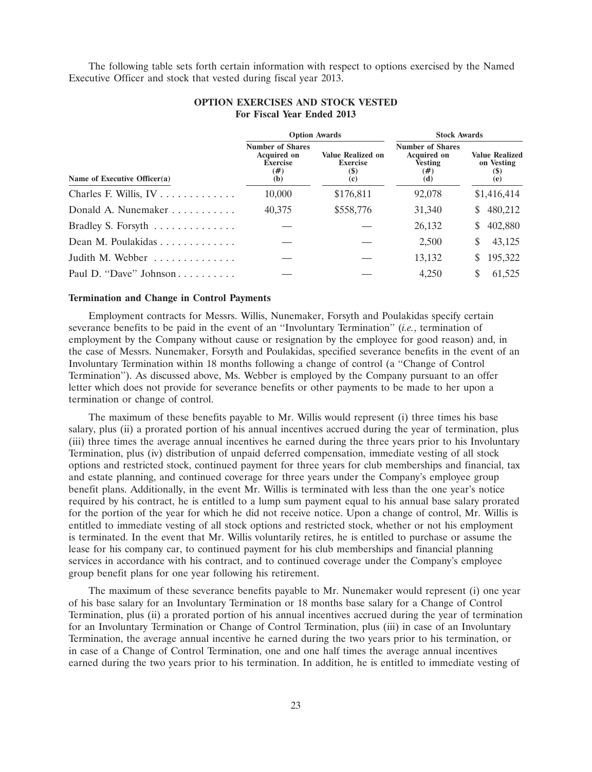The following table sets forth certain information with respect to options exercised by the Named Executive Officer and stock that vested during fiscal year 2013.

**OPTION EXERCISES AND STOCK VESTED**
**For Fiscal Year Ended 2013**

| | Option Awards | | Stock Awards | |
|---|---|---|---|---|
| Name of Executive Officer(a) | Number of Shares Acquired on Exercise (#) (b) | Value Realized on Exercise ($) (c) | Number of Shares Acquired on Vesting (#) (d) | Value Realized on Vesting ($) (e) |
| Charles F. Willis, IV | 10,000 | $176,811 | 92,078 | $1,416,414 |
| Donald A. Nunemaker | 40,375 | $558,776 | 31,340 | $ 480,212 |
| Bradley S. Forsyth | — | — | 26,132 | $ 402,880 |
| Dean M. Poulakidas | — | — | 2,500 | $ 43,125 |
| Judith M. Webber | — | — | 13,132 | $ 195,322 |
| Paul D. "Dave" Johnson | — | — | 4,250 | $ 61,525 |

**Termination and Change in Control Payments**

Employment contracts for Messrs. Willis, Nunemaker, Forsyth and Poulakidas specify certain severance benefits to be paid in the event of an "Involuntary Termination" (*i.e.*, termination of employment by the Company without cause or resignation by the employee for good reason) and, in the case of Messrs. Nunemaker, Forsyth and Poulakidas, specified severance benefits in the event of an Involuntary Termination within 18 months following a change of control (a "Change of Control Termination"). As discussed above, Ms. Webber is employed by the Company pursuant to an offer letter which does not provide for severance benefits or other payments to be made to her upon a termination or change of control.

The maximum of these benefits payable to Mr. Willis would represent (i) three times his base salary, plus (ii) a prorated portion of his annual incentives accrued during the year of termination, plus (iii) three times the average annual incentives he earned during the three years prior to his Involuntary Termination, plus (iv) distribution of unpaid deferred compensation, immediate vesting of all stock options and restricted stock, continued payment for three years for club memberships and financial, tax and estate planning, and continued coverage for three years under the Company's employee group benefit plans. Additionally, in the event Mr. Willis is terminated with less than the one year's notice required by his contract, he is entitled to a lump sum payment equal to his annual base salary prorated for the portion of the year for which he did not receive notice. Upon a change of control, Mr. Willis is entitled to immediate vesting of all stock options and restricted stock, whether or not his employment is terminated. In the event that Mr. Willis voluntarily retires, he is entitled to purchase or assume the lease for his company car, to continued payment for his club memberships and financial planning services in accordance with his contract, and to continued coverage under the Company's employee group benefit plans for one year following his retirement.

The maximum of these severance benefits payable to Mr. Nunemaker would represent (i) one year of his base salary for an Involuntary Termination or 18 months base salary for a Change of Control Termination, plus (ii) a prorated portion of his annual incentives accrued during the year of termination for an Involuntary Termination or Change of Control Termination, plus (iii) in case of an Involuntary Termination, the average annual incentive he earned during the two years prior to his termination, or in case of a Change of Control Termination, one and one half times the average annual incentives earned during the two years prior to his termination. In addition, he is entitled to immediate vesting of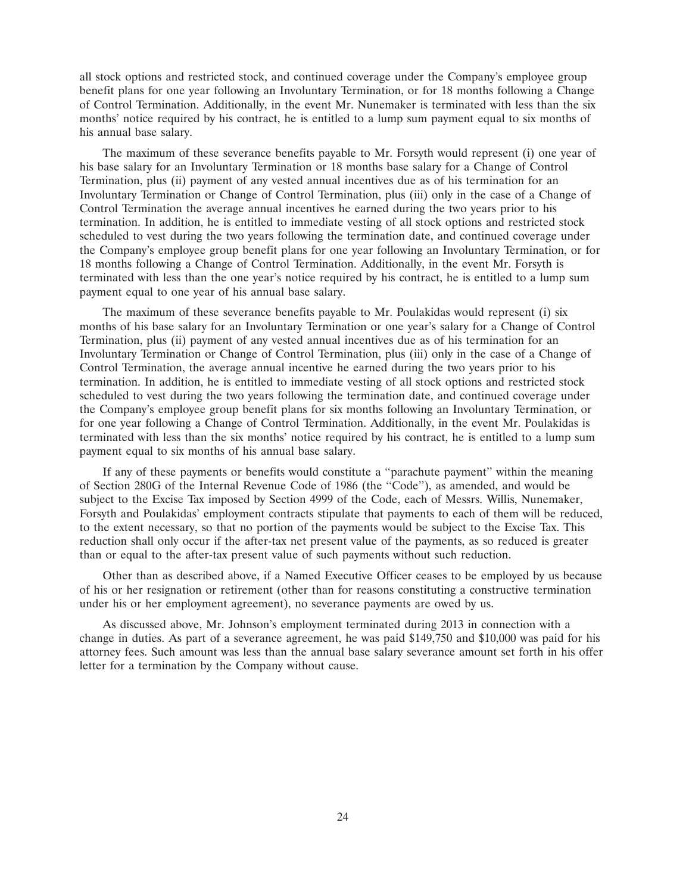all stock options and restricted stock, and continued coverage under the Company's employee group benefit plans for one year following an Involuntary Termination, or for 18 months following a Change of Control Termination. Additionally, in the event Mr. Nunemaker is terminated with less than the six months' notice required by his contract, he is entitled to a lump sum payment equal to six months of his annual base salary.

The maximum of these severance benefits payable to Mr. Forsyth would represent (i) one year of his base salary for an Involuntary Termination or 18 months base salary for a Change of Control Termination, plus (ii) payment of any vested annual incentives due as of his termination for an Involuntary Termination or Change of Control Termination, plus (iii) only in the case of a Change of Control Termination the average annual incentives he earned during the two years prior to his termination. In addition, he is entitled to immediate vesting of all stock options and restricted stock scheduled to vest during the two years following the termination date, and continued coverage under the Company's employee group benefit plans for one year following an Involuntary Termination, or for 18 months following a Change of Control Termination. Additionally, in the event Mr. Forsyth is terminated with less than the one year's notice required by his contract, he is entitled to a lump sum payment equal to one year of his annual base salary.

The maximum of these severance benefits payable to Mr. Poulakidas would represent (i) six months of his base salary for an Involuntary Termination or one year's salary for a Change of Control Termination, plus (ii) payment of any vested annual incentives due as of his termination for an Involuntary Termination or Change of Control Termination, plus (iii) only in the case of a Change of Control Termination, the average annual incentive he earned during the two years prior to his termination. In addition, he is entitled to immediate vesting of all stock options and restricted stock scheduled to vest during the two years following the termination date, and continued coverage under the Company's employee group benefit plans for six months following an Involuntary Termination, or for one year following a Change of Control Termination. Additionally, in the event Mr. Poulakidas is terminated with less than the six months' notice required by his contract, he is entitled to a lump sum payment equal to six months of his annual base salary.

If any of these payments or benefits would constitute a "parachute payment" within the meaning of Section 280G of the Internal Revenue Code of 1986 (the "Code"), as amended, and would be subject to the Excise Tax imposed by Section 4999 of the Code, each of Messrs. Willis, Nunemaker, Forsyth and Poulakidas' employment contracts stipulate that payments to each of them will be reduced, to the extent necessary, so that no portion of the payments would be subject to the Excise Tax. This reduction shall only occur if the after-tax net present value of the payments, as so reduced is greater than or equal to the after-tax present value of such payments without such reduction.

Other than as described above, if a Named Executive Officer ceases to be employed by us because of his or her resignation or retirement (other than for reasons constituting a constructive termination under his or her employment agreement), no severance payments are owed by us.

As discussed above, Mr. Johnson's employment terminated during 2013 in connection with a change in duties. As part of a severance agreement, he was paid $149,750 and $10,000 was paid for his attorney fees. Such amount was less than the annual base salary severance amount set forth in his offer letter for a termination by the Company without cause.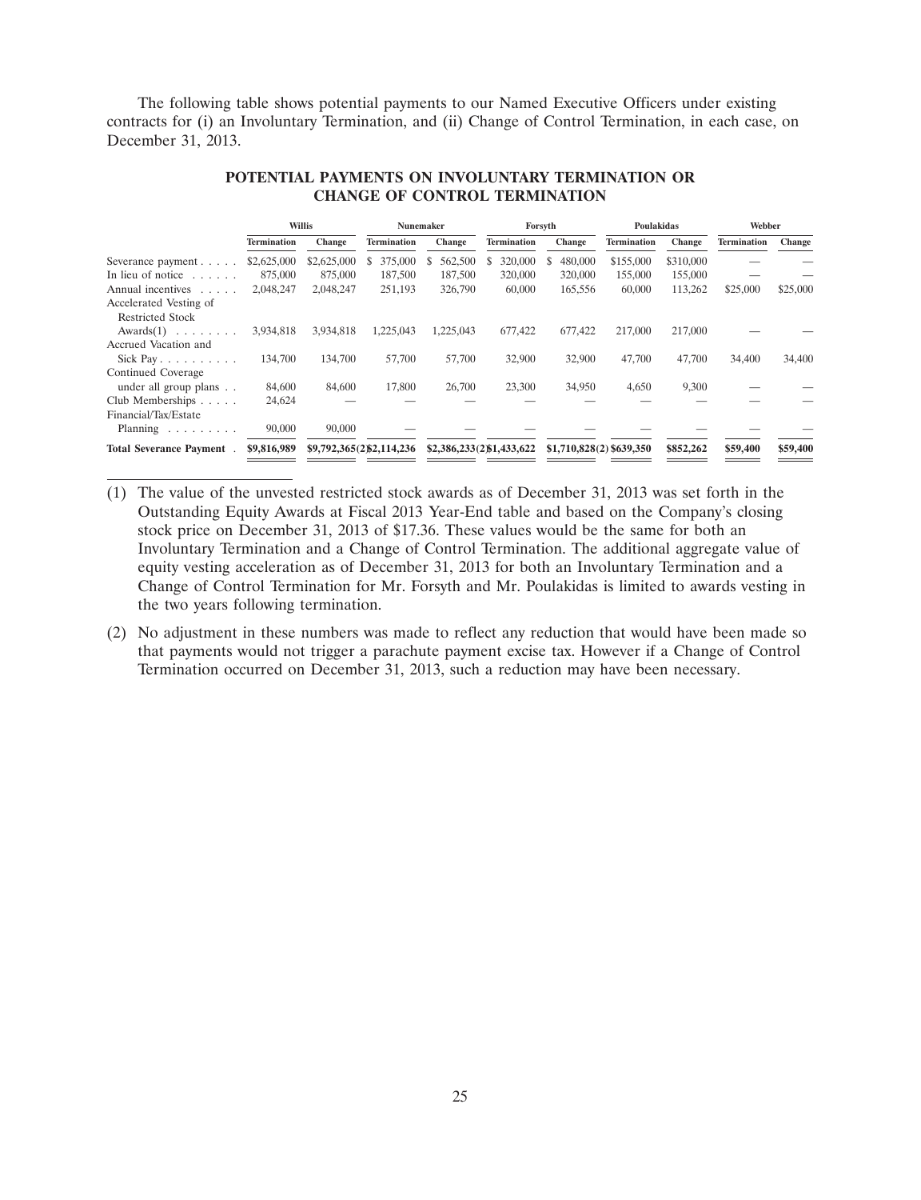The following table shows potential payments to our Named Executive Officers under existing contracts for (i) an Involuntary Termination, and (ii) Change of Control Termination, in each case, on December 31, 2013.

## POTENTIAL PAYMENTS ON INVOLUNTARY TERMINATION OR CHANGE OF CONTROL TERMINATION

| | Willis | | Nunemaker | | Forsyth | | Poulakidas | | Webber | |
|---|---|---|---|---|---|---|---|---|---|---|
| | Termination | Change | Termination | Change | Termination | Change | Termination | Change | Termination | Change |
| Severance payment | $2,625,000 | $2,625,000 | $ 375,000 | $ 562,500 | $ 320,000 | $ 480,000 | $155,000 | $310,000 | — | — |
| In lieu of notice | 875,000 | 875,000 | 187,500 | 187,500 | 320,000 | 320,000 | 155,000 | 155,000 | — | — |
| Annual incentives | 2,048,247 | 2,048,247 | 251,193 | 326,790 | 60,000 | 165,556 | 60,000 | 113,262 | $25,000 | $25,000 |
| Accelerated Vesting of Restricted Stock Awards(1) | 3,934,818 | 3,934,818 | 1,225,043 | 1,225,043 | 677,422 | 677,422 | 217,000 | 217,000 | — | — |
| Accrued Vacation and Sick Pay | 134,700 | 134,700 | 57,700 | 57,700 | 32,900 | 32,900 | 47,700 | 47,700 | 34,400 | 34,400 |
| Continued Coverage under all group plans | 84,600 | 84,600 | 17,800 | 26,700 | 23,300 | 34,950 | 4,650 | 9,300 | — | — |
| Club Memberships | 24,624 | — | — | — | — | — | — | — | — | — |
| Financial/Tax/Estate Planning | 90,000 | 90,000 | — | — | — | — | — | — | — | — |
| **Total Severance Payment** | **$9,816,989** | **$9,792,365(2)** | **$2,114,236** | **$2,386,233(2)** | **$1,433,622** | **$1,710,828(2)** | **$639,350** | **$852,262** | **$59,400** | **$59,400** |

(1) The value of the unvested restricted stock awards as of December 31, 2013 was set forth in the Outstanding Equity Awards at Fiscal 2013 Year-End table and based on the Company's closing stock price on December 31, 2013 of $17.36. These values would be the same for both an Involuntary Termination and a Change of Control Termination. The additional aggregate value of equity vesting acceleration as of December 31, 2013 for both an Involuntary Termination and a Change of Control Termination for Mr. Forsyth and Mr. Poulakidas is limited to awards vesting in the two years following termination.

(2) No adjustment in these numbers was made to reflect any reduction that would have been made so that payments would not trigger a parachute payment excise tax. However if a Change of Control Termination occurred on December 31, 2013, such a reduction may have been necessary.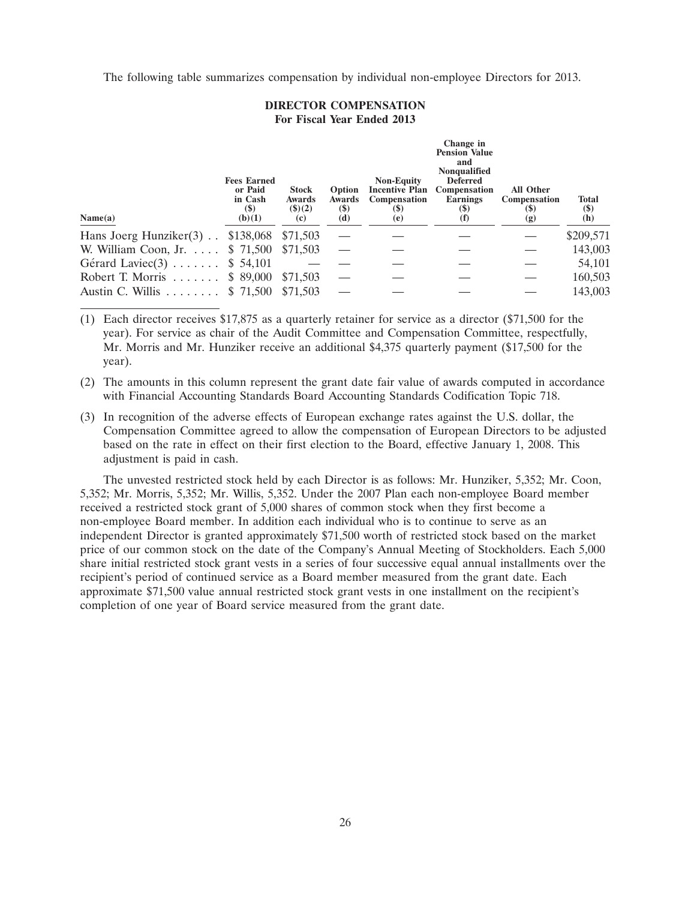The following table summarizes compensation by individual non-employee Directors for 2013.

**DIRECTOR COMPENSATION**
**For Fiscal Year Ended 2013**

| Name(a) | Fees Earned or Paid in Cash ($) (b)(1) | Stock Awards ($)(2) (c) | Option Awards ($) (d) | Non-Equity Incentive Plan Compensation ($) (e) | Change in Pension Value and Nonqualified Deferred Compensation Earnings ($) (f) | All Other Compensation ($) (g) | Total ($) (h) |
|---|---|---|---|---|---|---|---|
| Hans Joerg Hunziker(3) | $138,068 | $71,503 | — | — | — | — | $209,571 |
| W. William Coon, Jr. | $ 71,500 | $71,503 | — | — | — | — | 143,003 |
| Gérard Laviec(3) | $ 54,101 | — | — | — | — | — | 54,101 |
| Robert T. Morris | $ 89,000 | $71,503 | — | — | — | — | 160,503 |
| Austin C. Willis | $ 71,500 | $71,503 | — | — | — | — | 143,003 |

(1) Each director receives $17,875 as a quarterly retainer for service as a director ($71,500 for the year). For service as chair of the Audit Committee and Compensation Committee, respectfully, Mr. Morris and Mr. Hunziker receive an additional $4,375 quarterly payment ($17,500 for the year).

(2) The amounts in this column represent the grant date fair value of awards computed in accordance with Financial Accounting Standards Board Accounting Standards Codification Topic 718.

(3) In recognition of the adverse effects of European exchange rates against the U.S. dollar, the Compensation Committee agreed to allow the compensation of European Directors to be adjusted based on the rate in effect on their first election to the Board, effective January 1, 2008. This adjustment is paid in cash.

The unvested restricted stock held by each Director is as follows: Mr. Hunziker, 5,352; Mr. Coon, 5,352; Mr. Morris, 5,352; Mr. Willis, 5,352. Under the 2007 Plan each non-employee Board member received a restricted stock grant of 5,000 shares of common stock when they first become a non-employee Board member. In addition each individual who is to continue to serve as an independent Director is granted approximately $71,500 worth of restricted stock based on the market price of our common stock on the date of the Company's Annual Meeting of Stockholders. Each 5,000 share initial restricted stock grant vests in a series of four successive equal annual installments over the recipient's period of continued service as a Board member measured from the grant date. Each approximate $71,500 value annual restricted stock grant vests in one installment on the recipient's completion of one year of Board service measured from the grant date.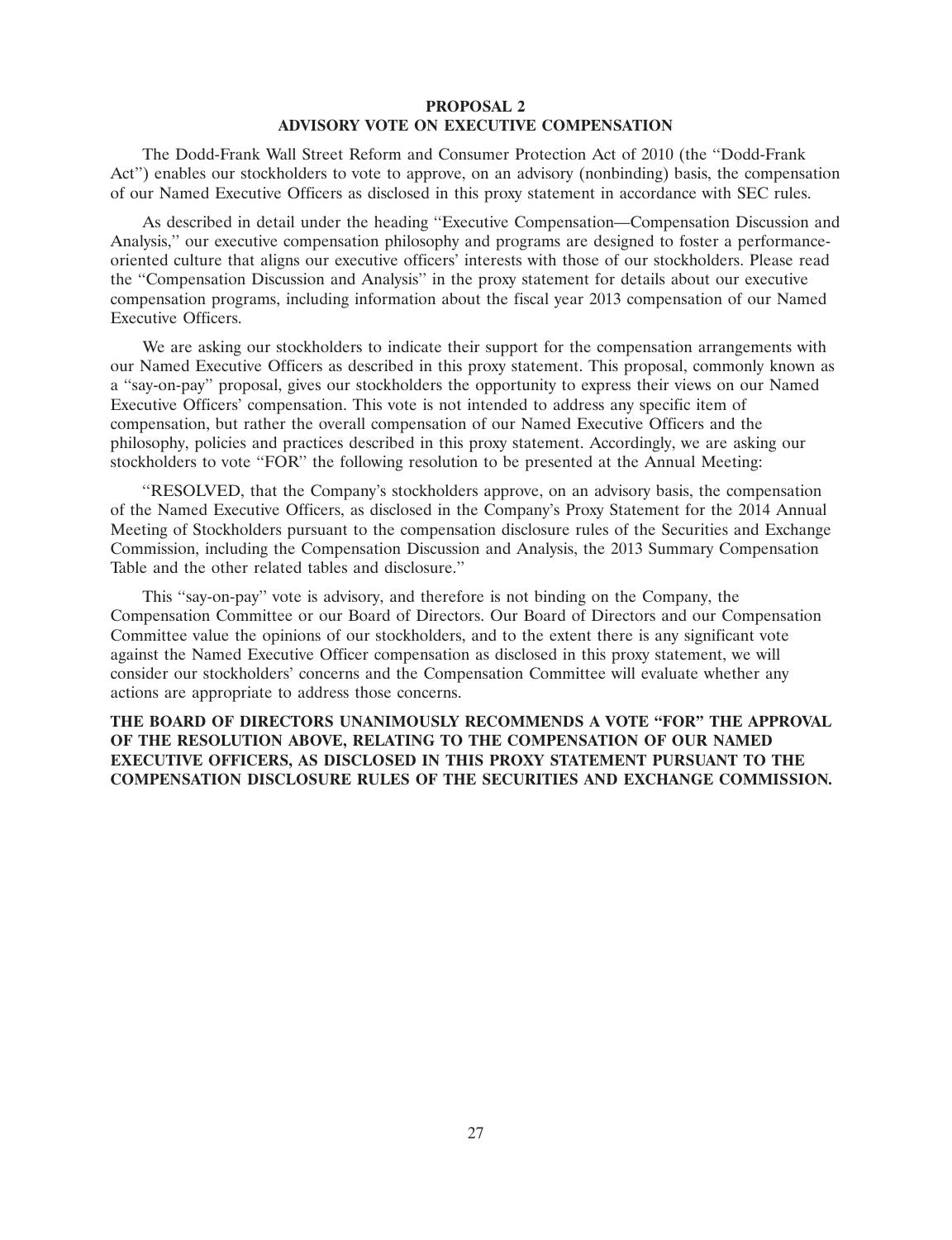## PROPOSAL 2
## ADVISORY VOTE ON EXECUTIVE COMPENSATION

The Dodd-Frank Wall Street Reform and Consumer Protection Act of 2010 (the ''Dodd-Frank Act'') enables our stockholders to vote to approve, on an advisory (nonbinding) basis, the compensation of our Named Executive Officers as disclosed in this proxy statement in accordance with SEC rules.

As described in detail under the heading ''Executive Compensation—Compensation Discussion and Analysis,'' our executive compensation philosophy and programs are designed to foster a performance-oriented culture that aligns our executive officers' interests with those of our stockholders. Please read the ''Compensation Discussion and Analysis'' in the proxy statement for details about our executive compensation programs, including information about the fiscal year 2013 compensation of our Named Executive Officers.

We are asking our stockholders to indicate their support for the compensation arrangements with our Named Executive Officers as described in this proxy statement. This proposal, commonly known as a ''say-on-pay'' proposal, gives our stockholders the opportunity to express their views on our Named Executive Officers' compensation. This vote is not intended to address any specific item of compensation, but rather the overall compensation of our Named Executive Officers and the philosophy, policies and practices described in this proxy statement. Accordingly, we are asking our stockholders to vote ''FOR'' the following resolution to be presented at the Annual Meeting:

''RESOLVED, that the Company's stockholders approve, on an advisory basis, the compensation of the Named Executive Officers, as disclosed in the Company's Proxy Statement for the 2014 Annual Meeting of Stockholders pursuant to the compensation disclosure rules of the Securities and Exchange Commission, including the Compensation Discussion and Analysis, the 2013 Summary Compensation Table and the other related tables and disclosure.''

This ''say-on-pay'' vote is advisory, and therefore is not binding on the Company, the Compensation Committee or our Board of Directors. Our Board of Directors and our Compensation Committee value the opinions of our stockholders, and to the extent there is any significant vote against the Named Executive Officer compensation as disclosed in this proxy statement, we will consider our stockholders' concerns and the Compensation Committee will evaluate whether any actions are appropriate to address those concerns.

**THE BOARD OF DIRECTORS UNANIMOUSLY RECOMMENDS A VOTE "FOR" THE APPROVAL OF THE RESOLUTION ABOVE, RELATING TO THE COMPENSATION OF OUR NAMED EXECUTIVE OFFICERS, AS DISCLOSED IN THIS PROXY STATEMENT PURSUANT TO THE COMPENSATION DISCLOSURE RULES OF THE SECURITIES AND EXCHANGE COMMISSION.**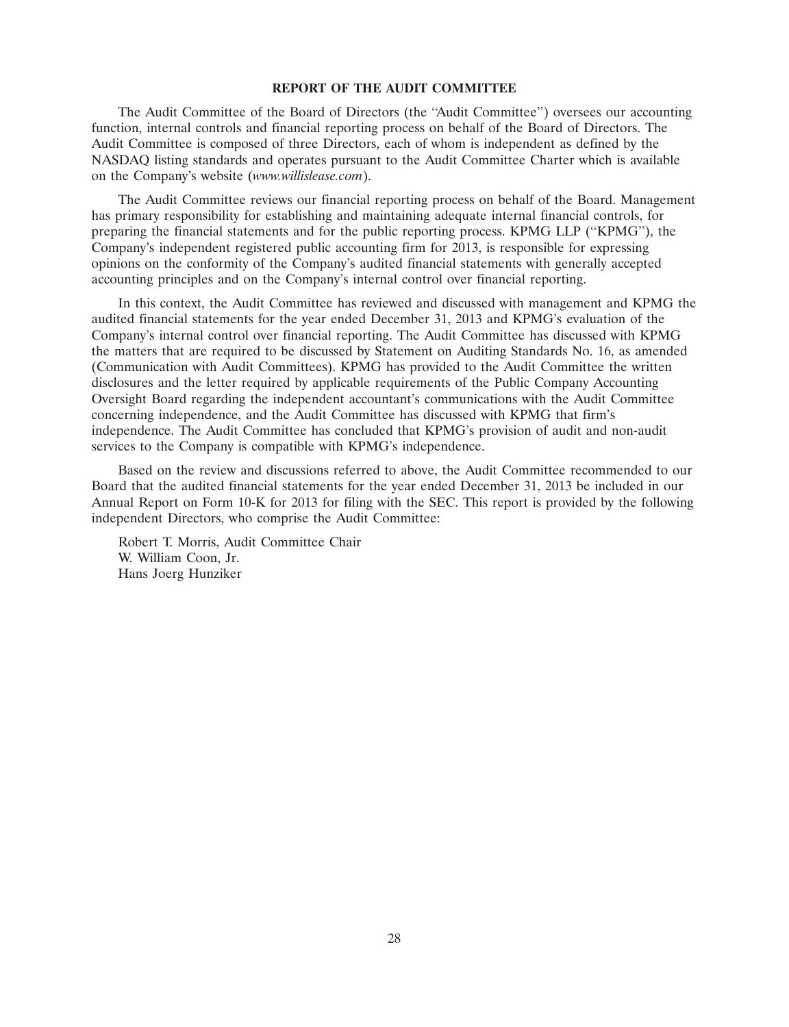## REPORT OF THE AUDIT COMMITTEE

The Audit Committee of the Board of Directors (the "Audit Committee") oversees our accounting function, internal controls and financial reporting process on behalf of the Board of Directors. The Audit Committee is composed of three Directors, each of whom is independent as defined by the NASDAQ listing standards and operates pursuant to the Audit Committee Charter which is available on the Company's website (*www.willislease.com*).

The Audit Committee reviews our financial reporting process on behalf of the Board. Management has primary responsibility for establishing and maintaining adequate internal financial controls, for preparing the financial statements and for the public reporting process. KPMG LLP ("KPMG"), the Company's independent registered public accounting firm for 2013, is responsible for expressing opinions on the conformity of the Company's audited financial statements with generally accepted accounting principles and on the Company's internal control over financial reporting.

In this context, the Audit Committee has reviewed and discussed with management and KPMG the audited financial statements for the year ended December 31, 2013 and KPMG's evaluation of the Company's internal control over financial reporting. The Audit Committee has discussed with KPMG the matters that are required to be discussed by Statement on Auditing Standards No. 16, as amended (Communication with Audit Committees). KPMG has provided to the Audit Committee the written disclosures and the letter required by applicable requirements of the Public Company Accounting Oversight Board regarding the independent accountant's communications with the Audit Committee concerning independence, and the Audit Committee has discussed with KPMG that firm's independence. The Audit Committee has concluded that KPMG's provision of audit and non-audit services to the Company is compatible with KPMG's independence.

Based on the review and discussions referred to above, the Audit Committee recommended to our Board that the audited financial statements for the year ended December 31, 2013 be included in our Annual Report on Form 10-K for 2013 for filing with the SEC. This report is provided by the following independent Directors, who comprise the Audit Committee:

Robert T. Morris, Audit Committee Chair
W. William Coon, Jr.
Hans Joerg Hunziker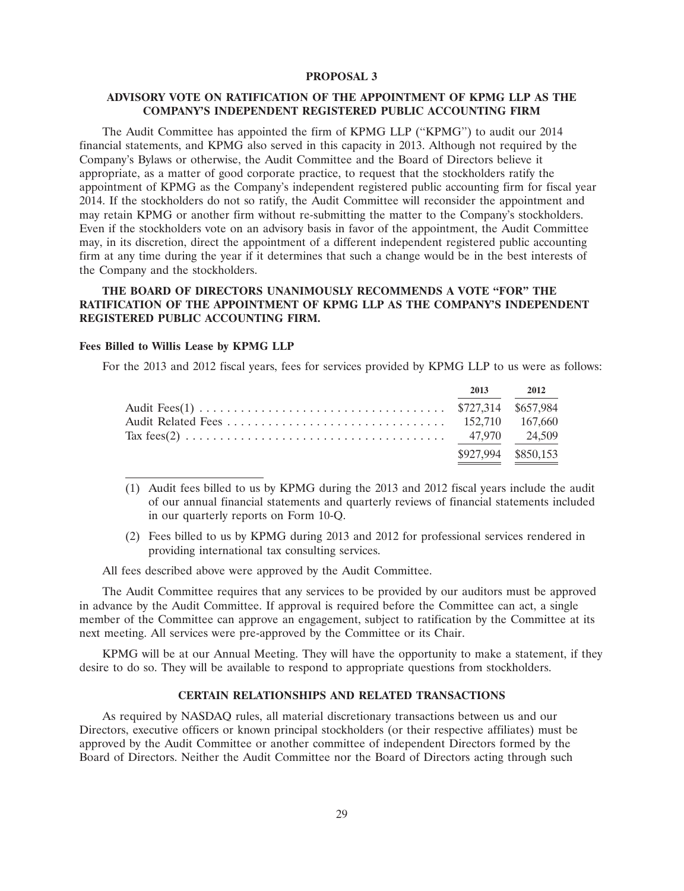## PROPOSAL 3

### ADVISORY VOTE ON RATIFICATION OF THE APPOINTMENT OF KPMG LLP AS THE COMPANY'S INDEPENDENT REGISTERED PUBLIC ACCOUNTING FIRM

The Audit Committee has appointed the firm of KPMG LLP ("KPMG") to audit our 2014 financial statements, and KPMG also served in this capacity in 2013. Although not required by the Company's Bylaws or otherwise, the Audit Committee and the Board of Directors believe it appropriate, as a matter of good corporate practice, to request that the stockholders ratify the appointment of KPMG as the Company's independent registered public accounting firm for fiscal year 2014. If the stockholders do not so ratify, the Audit Committee will reconsider the appointment and may retain KPMG or another firm without re-submitting the matter to the Company's stockholders. Even if the stockholders vote on an advisory basis in favor of the appointment, the Audit Committee may, in its discretion, direct the appointment of a different independent registered public accounting firm at any time during the year if it determines that such a change would be in the best interests of the Company and the stockholders.

**THE BOARD OF DIRECTORS UNANIMOUSLY RECOMMENDS A VOTE "FOR" THE RATIFICATION OF THE APPOINTMENT OF KPMG LLP AS THE COMPANY'S INDEPENDENT REGISTERED PUBLIC ACCOUNTING FIRM.**

**Fees Billed to Willis Lease by KPMG LLP**

For the 2013 and 2012 fiscal years, fees for services provided by KPMG LLP to us were as follows:

| | 2013 | 2012 |
|---|---|---|
| Audit Fees(1) | $727,314 | $657,984 |
| Audit Related Fees | 152,710 | 167,660 |
| Tax fees(2) | 47,970 | 24,509 |
| | $927,994 | $850,153 |

(1) Audit fees billed to us by KPMG during the 2013 and 2012 fiscal years include the audit of our annual financial statements and quarterly reviews of financial statements included in our quarterly reports on Form 10-Q.

(2) Fees billed to us by KPMG during 2013 and 2012 for professional services rendered in providing international tax consulting services.

All fees described above were approved by the Audit Committee.

The Audit Committee requires that any services to be provided by our auditors must be approved in advance by the Audit Committee. If approval is required before the Committee can act, a single member of the Committee can approve an engagement, subject to ratification by the Committee at its next meeting. All services were pre-approved by the Committee or its Chair.

KPMG will be at our Annual Meeting. They will have the opportunity to make a statement, if they desire to do so. They will be available to respond to appropriate questions from stockholders.

## CERTAIN RELATIONSHIPS AND RELATED TRANSACTIONS

As required by NASDAQ rules, all material discretionary transactions between us and our Directors, executive officers or known principal stockholders (or their respective affiliates) must be approved by the Audit Committee or another committee of independent Directors formed by the Board of Directors. Neither the Audit Committee nor the Board of Directors acting through such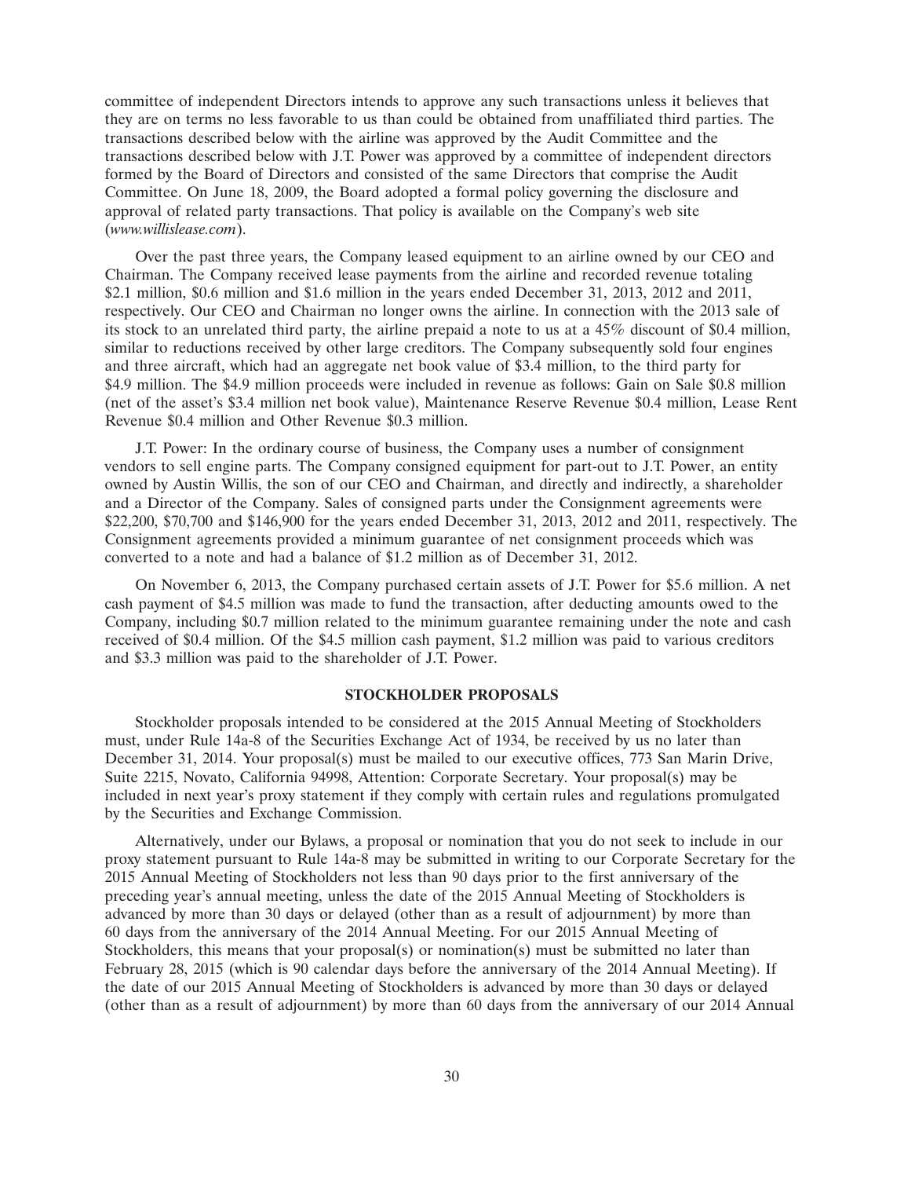committee of independent Directors intends to approve any such transactions unless it believes that they are on terms no less favorable to us than could be obtained from unaffiliated third parties. The transactions described below with the airline was approved by the Audit Committee and the transactions described below with J.T. Power was approved by a committee of independent directors formed by the Board of Directors and consisted of the same Directors that comprise the Audit Committee. On June 18, 2009, the Board adopted a formal policy governing the disclosure and approval of related party transactions. That policy is available on the Company's web site (*www.willislease.com*).

Over the past three years, the Company leased equipment to an airline owned by our CEO and Chairman. The Company received lease payments from the airline and recorded revenue totaling \$2.1 million, \$0.6 million and \$1.6 million in the years ended December 31, 2013, 2012 and 2011, respectively. Our CEO and Chairman no longer owns the airline. In connection with the 2013 sale of its stock to an unrelated third party, the airline prepaid a note to us at a 45% discount of \$0.4 million, similar to reductions received by other large creditors. The Company subsequently sold four engines and three aircraft, which had an aggregate net book value of \$3.4 million, to the third party for \$4.9 million. The \$4.9 million proceeds were included in revenue as follows: Gain on Sale \$0.8 million (net of the asset's \$3.4 million net book value), Maintenance Reserve Revenue \$0.4 million, Lease Rent Revenue \$0.4 million and Other Revenue \$0.3 million.

J.T. Power: In the ordinary course of business, the Company uses a number of consignment vendors to sell engine parts. The Company consigned equipment for part-out to J.T. Power, an entity owned by Austin Willis, the son of our CEO and Chairman, and directly and indirectly, a shareholder and a Director of the Company. Sales of consigned parts under the Consignment agreements were \$22,200, \$70,700 and \$146,900 for the years ended December 31, 2013, 2012 and 2011, respectively. The Consignment agreements provided a minimum guarantee of net consignment proceeds which was converted to a note and had a balance of \$1.2 million as of December 31, 2012.

On November 6, 2013, the Company purchased certain assets of J.T. Power for \$5.6 million. A net cash payment of \$4.5 million was made to fund the transaction, after deducting amounts owed to the Company, including \$0.7 million related to the minimum guarantee remaining under the note and cash received of \$0.4 million. Of the \$4.5 million cash payment, \$1.2 million was paid to various creditors and \$3.3 million was paid to the shareholder of J.T. Power.

## STOCKHOLDER PROPOSALS

Stockholder proposals intended to be considered at the 2015 Annual Meeting of Stockholders must, under Rule 14a-8 of the Securities Exchange Act of 1934, be received by us no later than December 31, 2014. Your proposal(s) must be mailed to our executive offices, 773 San Marin Drive, Suite 2215, Novato, California 94998, Attention: Corporate Secretary. Your proposal(s) may be included in next year's proxy statement if they comply with certain rules and regulations promulgated by the Securities and Exchange Commission.

Alternatively, under our Bylaws, a proposal or nomination that you do not seek to include in our proxy statement pursuant to Rule 14a-8 may be submitted in writing to our Corporate Secretary for the 2015 Annual Meeting of Stockholders not less than 90 days prior to the first anniversary of the preceding year's annual meeting, unless the date of the 2015 Annual Meeting of Stockholders is advanced by more than 30 days or delayed (other than as a result of adjournment) by more than 60 days from the anniversary of the 2014 Annual Meeting. For our 2015 Annual Meeting of Stockholders, this means that your proposal(s) or nomination(s) must be submitted no later than February 28, 2015 (which is 90 calendar days before the anniversary of the 2014 Annual Meeting). If the date of our 2015 Annual Meeting of Stockholders is advanced by more than 30 days or delayed (other than as a result of adjournment) by more than 60 days from the anniversary of our 2014 Annual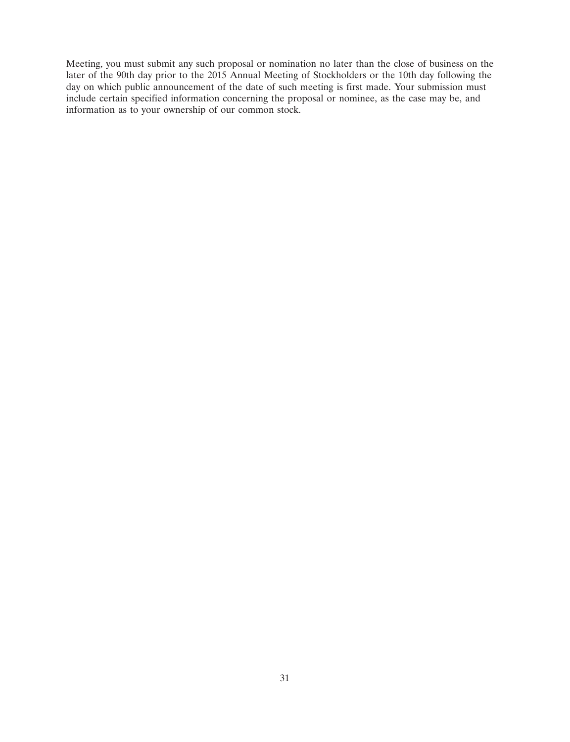Meeting, you must submit any such proposal or nomination no later than the close of business on the later of the 90th day prior to the 2015 Annual Meeting of Stockholders or the 10th day following the day on which public announcement of the date of such meeting is first made. Your submission must include certain specified information concerning the proposal or nominee, as the case may be, and information as to your ownership of our common stock.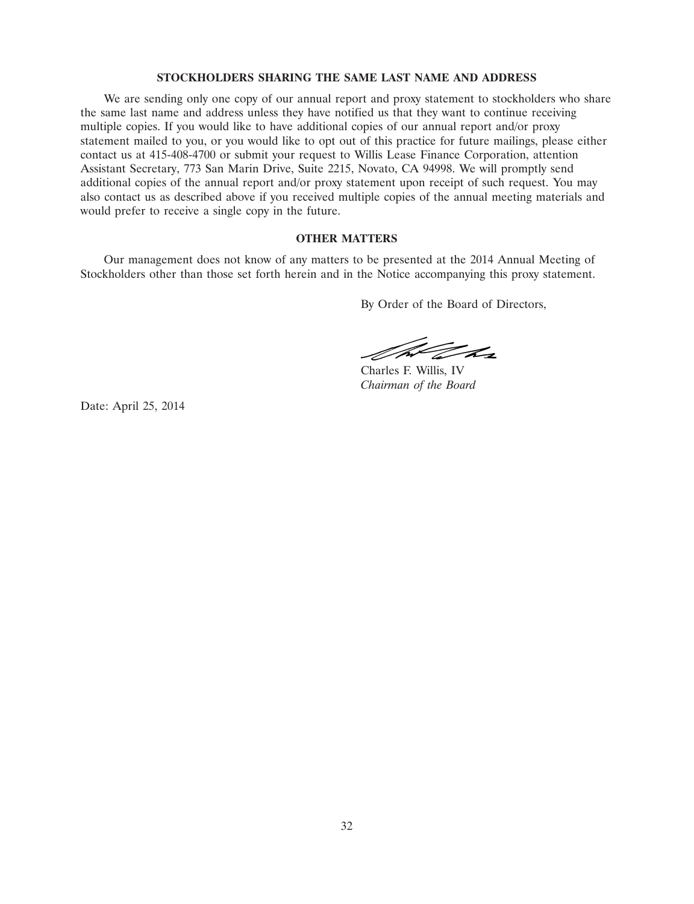## STOCKHOLDERS SHARING THE SAME LAST NAME AND ADDRESS

We are sending only one copy of our annual report and proxy statement to stockholders who share the same last name and address unless they have notified us that they want to continue receiving multiple copies. If you would like to have additional copies of our annual report and/or proxy statement mailed to you, or you would like to opt out of this practice for future mailings, please either contact us at 415-408-4700 or submit your request to Willis Lease Finance Corporation, attention Assistant Secretary, 773 San Marin Drive, Suite 2215, Novato, CA 94998. We will promptly send additional copies of the annual report and/or proxy statement upon receipt of such request. You may also contact us as described above if you received multiple copies of the annual meeting materials and would prefer to receive a single copy in the future.

## OTHER MATTERS

Our management does not know of any matters to be presented at the 2014 Annual Meeting of Stockholders other than those set forth herein and in the Notice accompanying this proxy statement.

By Order of the Board of Directors,

Charles F. Willis, IV
*Chairman of the Board*

Date: April 25, 2014